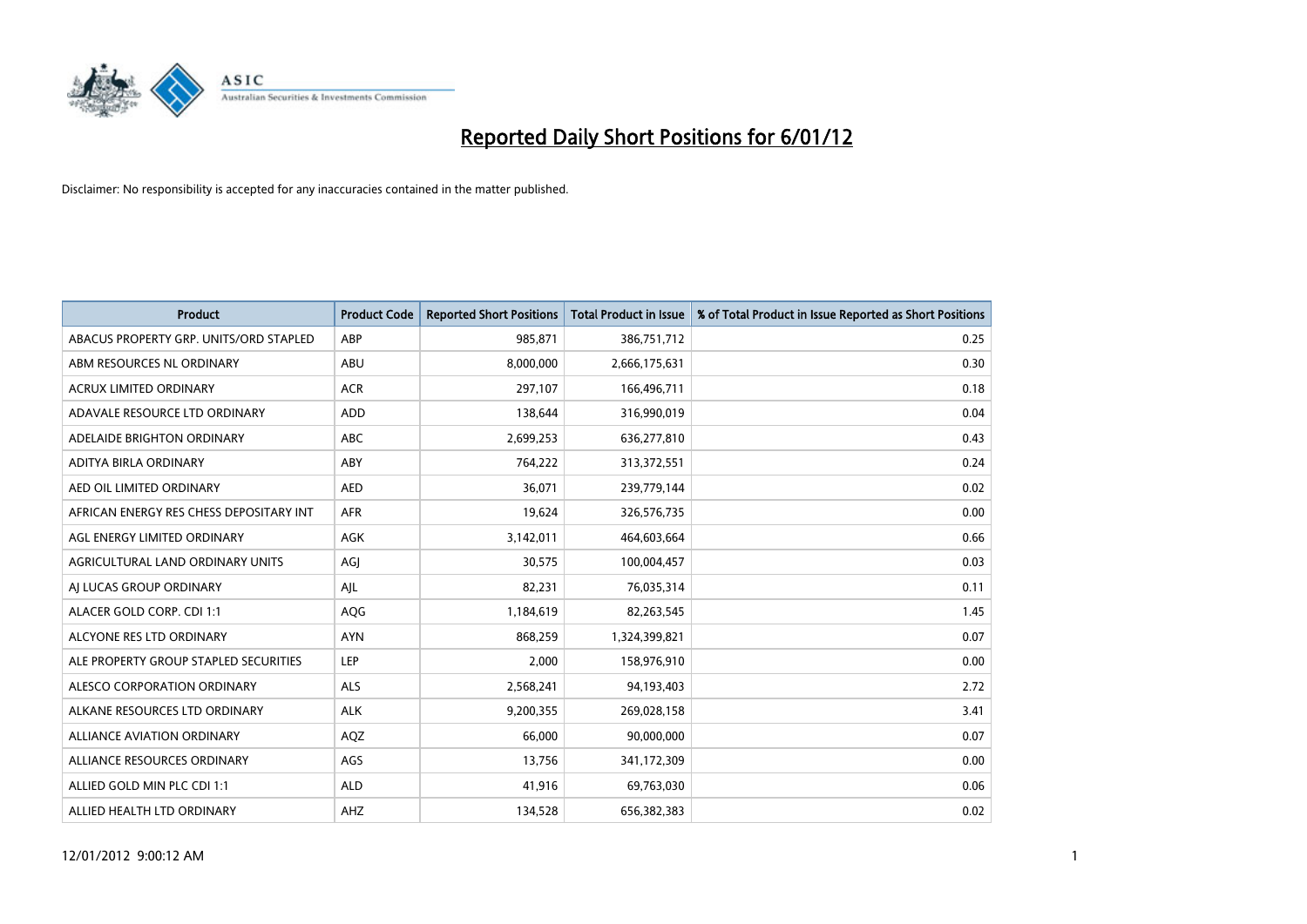# Reported Daily Short Positions for 6/01/12

Disclaimer: No responsibility is accepted for any inaccuracies contained in the matter published.

| Product | Product Code | Reported Short Positions | Total Product in Issue | % of Total Product in Issue Reported as Short Positions |
|---|---|---|---|---|
| ABACUS PROPERTY GRP. UNITS/ORD STAPLED | ABP | 985,871 | 386,751,712 | 0.25 |
| ABM RESOURCES NL ORDINARY | ABU | 8,000,000 | 2,666,175,631 | 0.30 |
| ACRUX LIMITED ORDINARY | ACR | 297,107 | 166,496,711 | 0.18 |
| ADAVALE RESOURCE LTD ORDINARY | ADD | 138,644 | 316,990,019 | 0.04 |
| ADELAIDE BRIGHTON ORDINARY | ABC | 2,699,253 | 636,277,810 | 0.43 |
| ADITYA BIRLA ORDINARY | ABY | 764,222 | 313,372,551 | 0.24 |
| AED OIL LIMITED ORDINARY | AED | 36,071 | 239,779,144 | 0.02 |
| AFRICAN ENERGY RES CHESS DEPOSITARY INT | AFR | 19,624 | 326,576,735 | 0.00 |
| AGL ENERGY LIMITED ORDINARY | AGK | 3,142,011 | 464,603,664 | 0.66 |
| AGRICULTURAL LAND ORDINARY UNITS | AGJ | 30,575 | 100,004,457 | 0.03 |
| AJ LUCAS GROUP ORDINARY | AJL | 82,231 | 76,035,314 | 0.11 |
| ALACER GOLD CORP. CDI 1:1 | AQG | 1,184,619 | 82,263,545 | 1.45 |
| ALCYONE RES LTD ORDINARY | AYN | 868,259 | 1,324,399,821 | 0.07 |
| ALE PROPERTY GROUP STAPLED SECURITIES | LEP | 2,000 | 158,976,910 | 0.00 |
| ALESCO CORPORATION ORDINARY | ALS | 2,568,241 | 94,193,403 | 2.72 |
| ALKANE RESOURCES LTD ORDINARY | ALK | 9,200,355 | 269,028,158 | 3.41 |
| ALLIANCE AVIATION ORDINARY | AQZ | 66,000 | 90,000,000 | 0.07 |
| ALLIANCE RESOURCES ORDINARY | AGS | 13,756 | 341,172,309 | 0.00 |
| ALLIED GOLD MIN PLC CDI 1:1 | ALD | 41,916 | 69,763,030 | 0.06 |
| ALLIED HEALTH LTD ORDINARY | AHZ | 134,528 | 656,382,383 | 0.02 |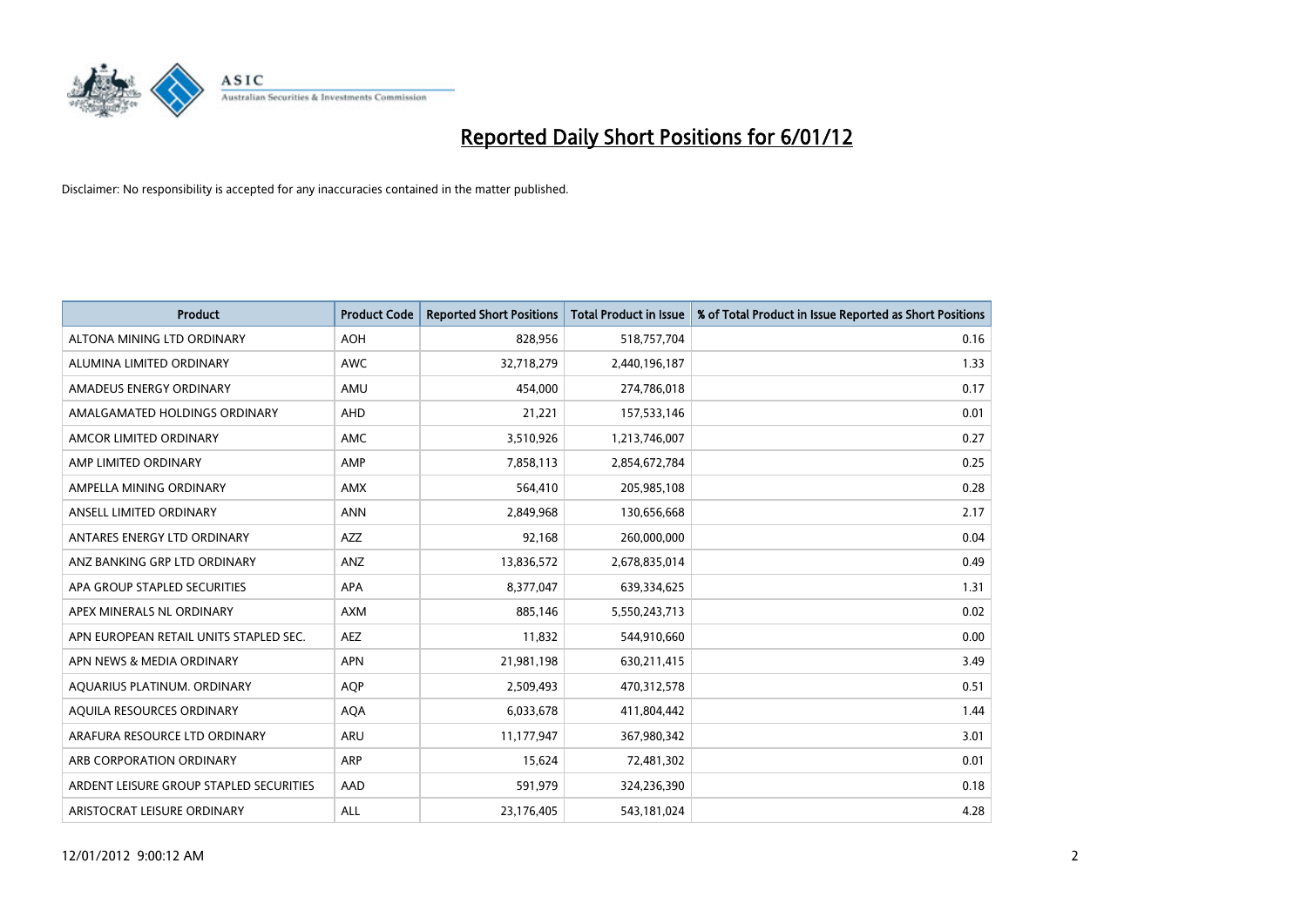# Reported Daily Short Positions for 6/01/12

Disclaimer: No responsibility is accepted for any inaccuracies contained in the matter published.

| Product | Product Code | Reported Short Positions | Total Product in Issue | % of Total Product in Issue Reported as Short Positions |
| --- | --- | --- | --- | --- |
| ALTONA MINING LTD ORDINARY | AOH | 828,956 | 518,757,704 | 0.16 |
| ALUMINA LIMITED ORDINARY | AWC | 32,718,279 | 2,440,196,187 | 1.33 |
| AMADEUS ENERGY ORDINARY | AMU | 454,000 | 274,786,018 | 0.17 |
| AMALGAMATED HOLDINGS ORDINARY | AHD | 21,221 | 157,533,146 | 0.01 |
| AMCOR LIMITED ORDINARY | AMC | 3,510,926 | 1,213,746,007 | 0.27 |
| AMP LIMITED ORDINARY | AMP | 7,858,113 | 2,854,672,784 | 0.25 |
| AMPELLA MINING ORDINARY | AMX | 564,410 | 205,985,108 | 0.28 |
| ANSELL LIMITED ORDINARY | ANN | 2,849,968 | 130,656,668 | 2.17 |
| ANTARES ENERGY LTD ORDINARY | AZZ | 92,168 | 260,000,000 | 0.04 |
| ANZ BANKING GRP LTD ORDINARY | ANZ | 13,836,572 | 2,678,835,014 | 0.49 |
| APA GROUP STAPLED SECURITIES | APA | 8,377,047 | 639,334,625 | 1.31 |
| APEX MINERALS NL ORDINARY | AXM | 885,146 | 5,550,243,713 | 0.02 |
| APN EUROPEAN RETAIL UNITS STAPLED SEC. | AEZ | 11,832 | 544,910,660 | 0.00 |
| APN NEWS & MEDIA ORDINARY | APN | 21,981,198 | 630,211,415 | 3.49 |
| AQUARIUS PLATINUM. ORDINARY | AQP | 2,509,493 | 470,312,578 | 0.51 |
| AQUILA RESOURCES ORDINARY | AQA | 6,033,678 | 411,804,442 | 1.44 |
| ARAFURA RESOURCE LTD ORDINARY | ARU | 11,177,947 | 367,980,342 | 3.01 |
| ARB CORPORATION ORDINARY | ARP | 15,624 | 72,481,302 | 0.01 |
| ARDENT LEISURE GROUP STAPLED SECURITIES | AAD | 591,979 | 324,236,390 | 0.18 |
| ARISTOCRAT LEISURE ORDINARY | ALL | 23,176,405 | 543,181,024 | 4.28 |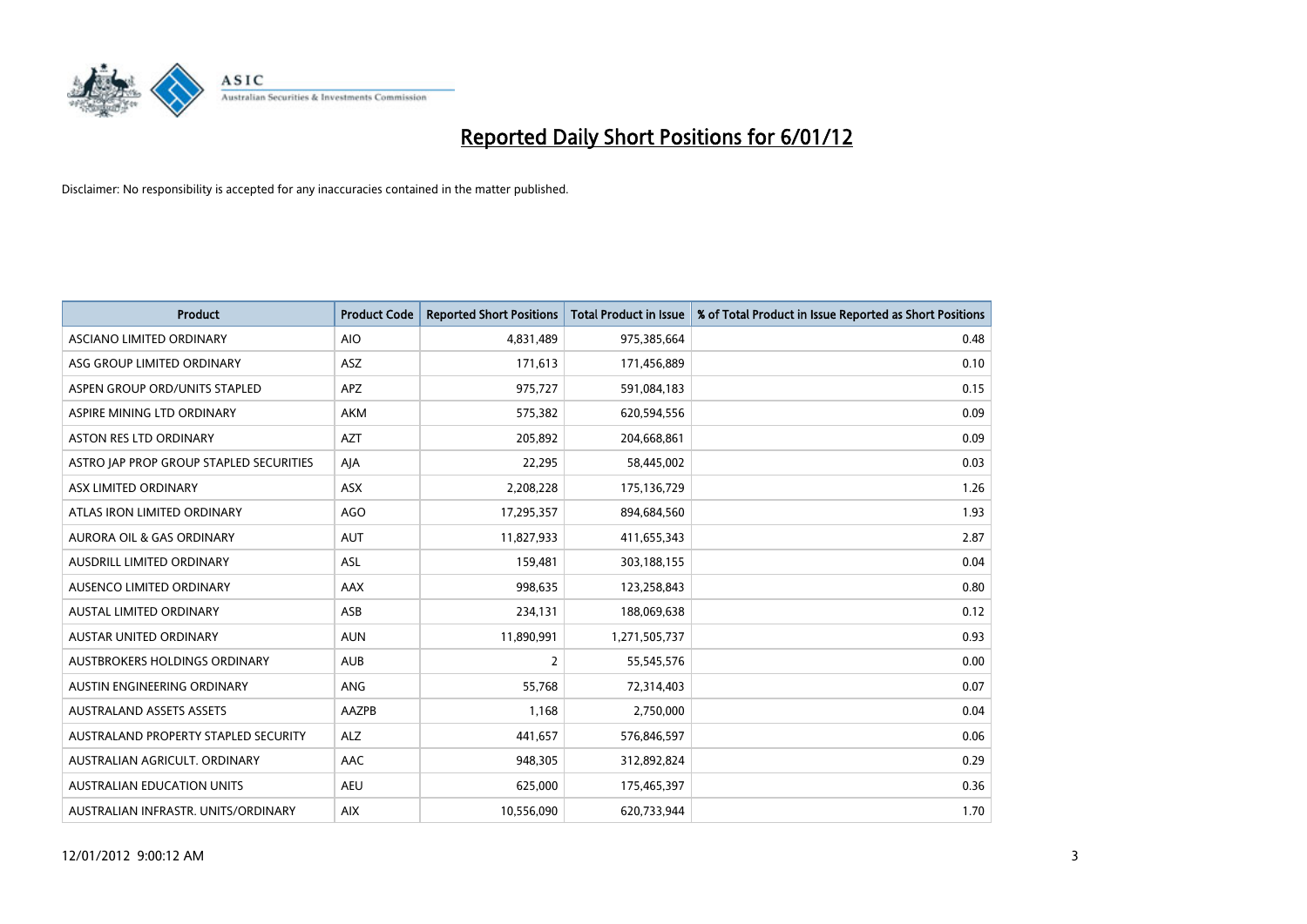# Reported Daily Short Positions for 6/01/12

Disclaimer: No responsibility is accepted for any inaccuracies contained in the matter published.

| Product | Product Code | Reported Short Positions | Total Product in Issue | % of Total Product in Issue Reported as Short Positions |
|---|---|---|---|---|
| ASCIANO LIMITED ORDINARY | AIO | 4,831,489 | 975,385,664 | 0.48 |
| ASG GROUP LIMITED ORDINARY | ASZ | 171,613 | 171,456,889 | 0.10 |
| ASPEN GROUP ORD/UNITS STAPLED | APZ | 975,727 | 591,084,183 | 0.15 |
| ASPIRE MINING LTD ORDINARY | AKM | 575,382 | 620,594,556 | 0.09 |
| ASTON RES LTD ORDINARY | AZT | 205,892 | 204,668,861 | 0.09 |
| ASTRO JAP PROP GROUP STAPLED SECURITIES | AJA | 22,295 | 58,445,002 | 0.03 |
| ASX LIMITED ORDINARY | ASX | 2,208,228 | 175,136,729 | 1.26 |
| ATLAS IRON LIMITED ORDINARY | AGO | 17,295,357 | 894,684,560 | 1.93 |
| AURORA OIL & GAS ORDINARY | AUT | 11,827,933 | 411,655,343 | 2.87 |
| AUSDRILL LIMITED ORDINARY | ASL | 159,481 | 303,188,155 | 0.04 |
| AUSENCO LIMITED ORDINARY | AAX | 998,635 | 123,258,843 | 0.80 |
| AUSTAL LIMITED ORDINARY | ASB | 234,131 | 188,069,638 | 0.12 |
| AUSTAR UNITED ORDINARY | AUN | 11,890,991 | 1,271,505,737 | 0.93 |
| AUSTBROKERS HOLDINGS ORDINARY | AUB | 2 | 55,545,576 | 0.00 |
| AUSTIN ENGINEERING ORDINARY | ANG | 55,768 | 72,314,403 | 0.07 |
| AUSTRALAND ASSETS ASSETS | AAZPB | 1,168 | 2,750,000 | 0.04 |
| AUSTRALAND PROPERTY STAPLED SECURITY | ALZ | 441,657 | 576,846,597 | 0.06 |
| AUSTRALIAN AGRICULT. ORDINARY | AAC | 948,305 | 312,892,824 | 0.29 |
| AUSTRALIAN EDUCATION UNITS | AEU | 625,000 | 175,465,397 | 0.36 |
| AUSTRALIAN INFRASTR. UNITS/ORDINARY | AIX | 10,556,090 | 620,733,944 | 1.70 |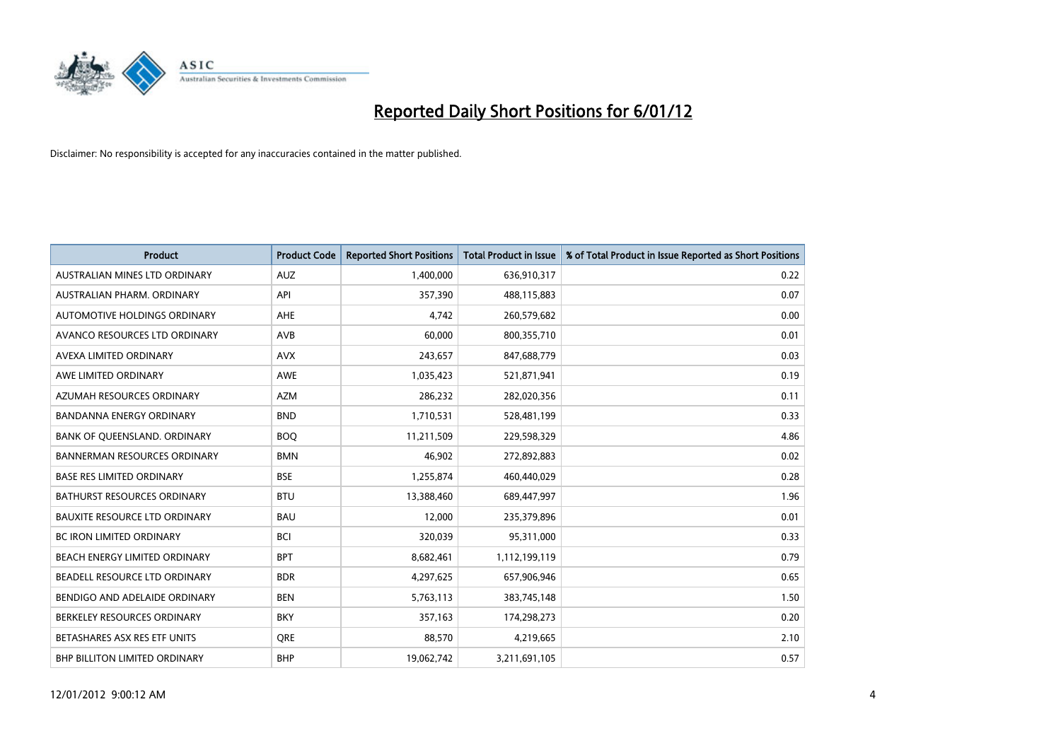# Reported Daily Short Positions for 6/01/12

Disclaimer: No responsibility is accepted for any inaccuracies contained in the matter published.

| Product | Product Code | Reported Short Positions | Total Product in Issue | % of Total Product in Issue Reported as Short Positions |
| --- | --- | --- | --- | --- |
| AUSTRALIAN MINES LTD ORDINARY | AUZ | 1,400,000 | 636,910,317 | 0.22 |
| AUSTRALIAN PHARM. ORDINARY | API | 357,390 | 488,115,883 | 0.07 |
| AUTOMOTIVE HOLDINGS ORDINARY | AHE | 4,742 | 260,579,682 | 0.00 |
| AVANCO RESOURCES LTD ORDINARY | AVB | 60,000 | 800,355,710 | 0.01 |
| AVEXA LIMITED ORDINARY | AVX | 243,657 | 847,688,779 | 0.03 |
| AWE LIMITED ORDINARY | AWE | 1,035,423 | 521,871,941 | 0.19 |
| AZUMAH RESOURCES ORDINARY | AZM | 286,232 | 282,020,356 | 0.11 |
| BANDANNA ENERGY ORDINARY | BND | 1,710,531 | 528,481,199 | 0.33 |
| BANK OF QUEENSLAND. ORDINARY | BOQ | 11,211,509 | 229,598,329 | 4.86 |
| BANNERMAN RESOURCES ORDINARY | BMN | 46,902 | 272,892,883 | 0.02 |
| BASE RES LIMITED ORDINARY | BSE | 1,255,874 | 460,440,029 | 0.28 |
| BATHURST RESOURCES ORDINARY | BTU | 13,388,460 | 689,447,997 | 1.96 |
| BAUXITE RESOURCE LTD ORDINARY | BAU | 12,000 | 235,379,896 | 0.01 |
| BC IRON LIMITED ORDINARY | BCI | 320,039 | 95,311,000 | 0.33 |
| BEACH ENERGY LIMITED ORDINARY | BPT | 8,682,461 | 1,112,199,119 | 0.79 |
| BEADELL RESOURCE LTD ORDINARY | BDR | 4,297,625 | 657,906,946 | 0.65 |
| BENDIGO AND ADELAIDE ORDINARY | BEN | 5,763,113 | 383,745,148 | 1.50 |
| BERKELEY RESOURCES ORDINARY | BKY | 357,163 | 174,298,273 | 0.20 |
| BETASHARES ASX RES ETF UNITS | QRE | 88,570 | 4,219,665 | 2.10 |
| BHP BILLITON LIMITED ORDINARY | BHP | 19,062,742 | 3,211,691,105 | 0.57 |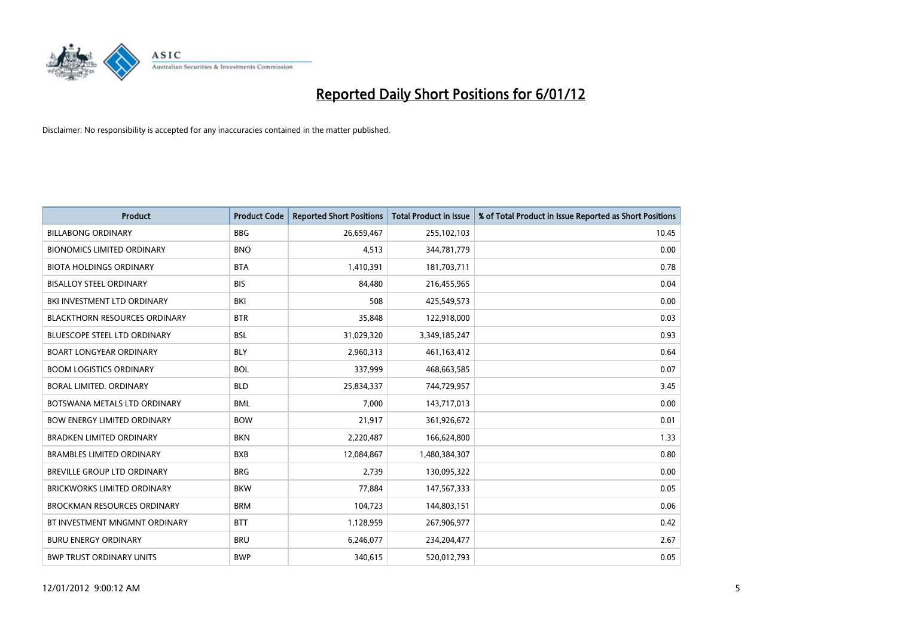# Reported Daily Short Positions for 6/01/12

Disclaimer: No responsibility is accepted for any inaccuracies contained in the matter published.

| Product | Product Code | Reported Short Positions | Total Product in Issue | % of Total Product in Issue Reported as Short Positions |
|---|---|---|---|---|
| BILLABONG ORDINARY | BBG | 26,659,467 | 255,102,103 | 10.45 |
| BIONOMICS LIMITED ORDINARY | BNO | 4,513 | 344,781,779 | 0.00 |
| BIOTA HOLDINGS ORDINARY | BTA | 1,410,391 | 181,703,711 | 0.78 |
| BISALLOY STEEL ORDINARY | BIS | 84,480 | 216,455,965 | 0.04 |
| BKI INVESTMENT LTD ORDINARY | BKI | 508 | 425,549,573 | 0.00 |
| BLACKTHORN RESOURCES ORDINARY | BTR | 35,848 | 122,918,000 | 0.03 |
| BLUESCOPE STEEL LTD ORDINARY | BSL | 31,029,320 | 3,349,185,247 | 0.93 |
| BOART LONGYEAR ORDINARY | BLY | 2,960,313 | 461,163,412 | 0.64 |
| BOOM LOGISTICS ORDINARY | BOL | 337,999 | 468,663,585 | 0.07 |
| BORAL LIMITED. ORDINARY | BLD | 25,834,337 | 744,729,957 | 3.45 |
| BOTSWANA METALS LTD ORDINARY | BML | 7,000 | 143,717,013 | 0.00 |
| BOW ENERGY LIMITED ORDINARY | BOW | 21,917 | 361,926,672 | 0.01 |
| BRADKEN LIMITED ORDINARY | BKN | 2,220,487 | 166,624,800 | 1.33 |
| BRAMBLES LIMITED ORDINARY | BXB | 12,084,867 | 1,480,384,307 | 0.80 |
| BREVILLE GROUP LTD ORDINARY | BRG | 2,739 | 130,095,322 | 0.00 |
| BRICKWORKS LIMITED ORDINARY | BKW | 77,884 | 147,567,333 | 0.05 |
| BROCKMAN RESOURCES ORDINARY | BRM | 104,723 | 144,803,151 | 0.06 |
| BT INVESTMENT MNGMNT ORDINARY | BTT | 1,128,959 | 267,906,977 | 0.42 |
| BURU ENERGY ORDINARY | BRU | 6,246,077 | 234,204,477 | 2.67 |
| BWP TRUST ORDINARY UNITS | BWP | 340,615 | 520,012,793 | 0.05 |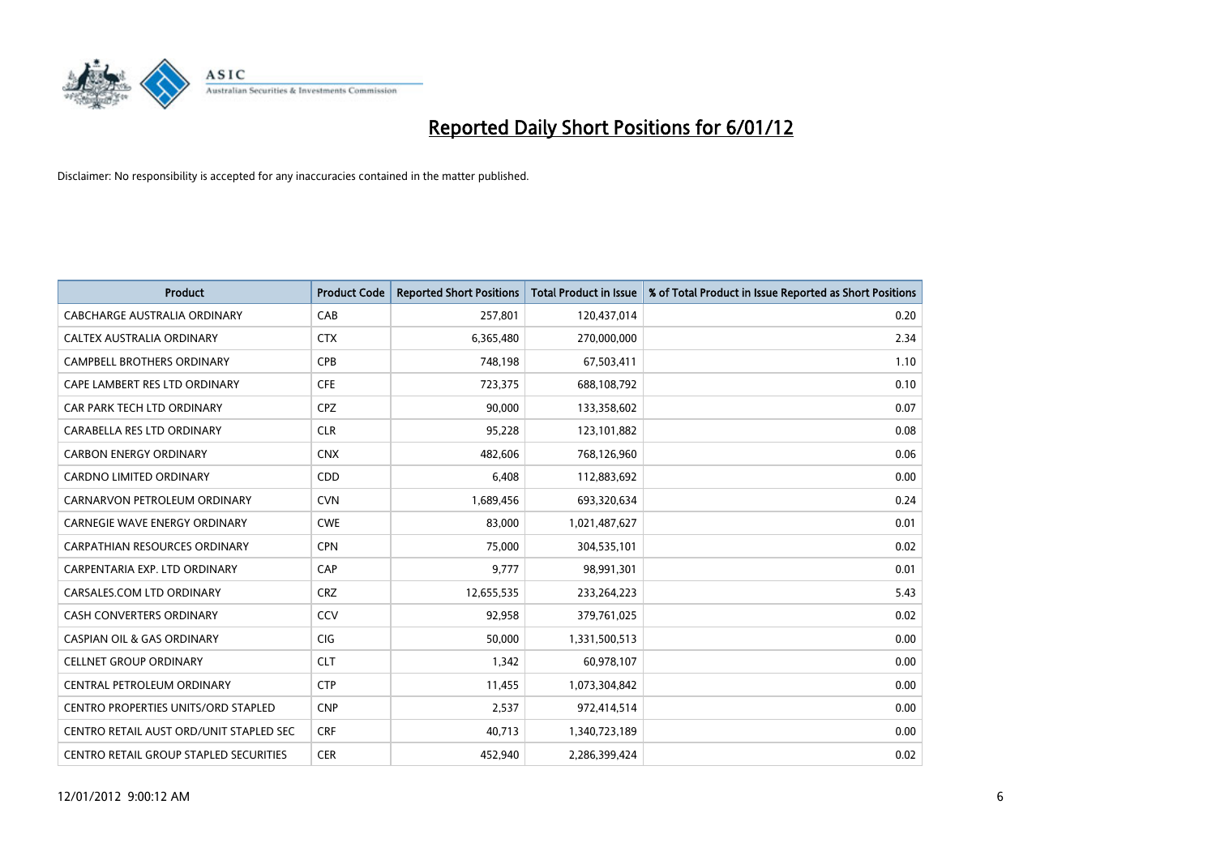# Reported Daily Short Positions for 6/01/12

Disclaimer: No responsibility is accepted for any inaccuracies contained in the matter published.

| Product | Product Code | Reported Short Positions | Total Product in Issue | % of Total Product in Issue Reported as Short Positions |
|---|---|---|---|---|
| CABCHARGE AUSTRALIA ORDINARY | CAB | 257,801 | 120,437,014 | 0.20 |
| CALTEX AUSTRALIA ORDINARY | CTX | 6,365,480 | 270,000,000 | 2.34 |
| CAMPBELL BROTHERS ORDINARY | CPB | 748,198 | 67,503,411 | 1.10 |
| CAPE LAMBERT RES LTD ORDINARY | CFE | 723,375 | 688,108,792 | 0.10 |
| CAR PARK TECH LTD ORDINARY | CPZ | 90,000 | 133,358,602 | 0.07 |
| CARABELLA RES LTD ORDINARY | CLR | 95,228 | 123,101,882 | 0.08 |
| CARBON ENERGY ORDINARY | CNX | 482,606 | 768,126,960 | 0.06 |
| CARDNO LIMITED ORDINARY | CDD | 6,408 | 112,883,692 | 0.00 |
| CARNARVON PETROLEUM ORDINARY | CVN | 1,689,456 | 693,320,634 | 0.24 |
| CARNEGIE WAVE ENERGY ORDINARY | CWE | 83,000 | 1,021,487,627 | 0.01 |
| CARPATHIAN RESOURCES ORDINARY | CPN | 75,000 | 304,535,101 | 0.02 |
| CARPENTARIA EXP. LTD ORDINARY | CAP | 9,777 | 98,991,301 | 0.01 |
| CARSALES.COM LTD ORDINARY | CRZ | 12,655,535 | 233,264,223 | 5.43 |
| CASH CONVERTERS ORDINARY | CCV | 92,958 | 379,761,025 | 0.02 |
| CASPIAN OIL & GAS ORDINARY | CIG | 50,000 | 1,331,500,513 | 0.00 |
| CELLNET GROUP ORDINARY | CLT | 1,342 | 60,978,107 | 0.00 |
| CENTRAL PETROLEUM ORDINARY | CTP | 11,455 | 1,073,304,842 | 0.00 |
| CENTRO PROPERTIES UNITS/ORD STAPLED | CNP | 2,537 | 972,414,514 | 0.00 |
| CENTRO RETAIL AUST ORD/UNIT STAPLED SEC | CRF | 40,713 | 1,340,723,189 | 0.00 |
| CENTRO RETAIL GROUP STAPLED SECURITIES | CER | 452,940 | 2,286,399,424 | 0.02 |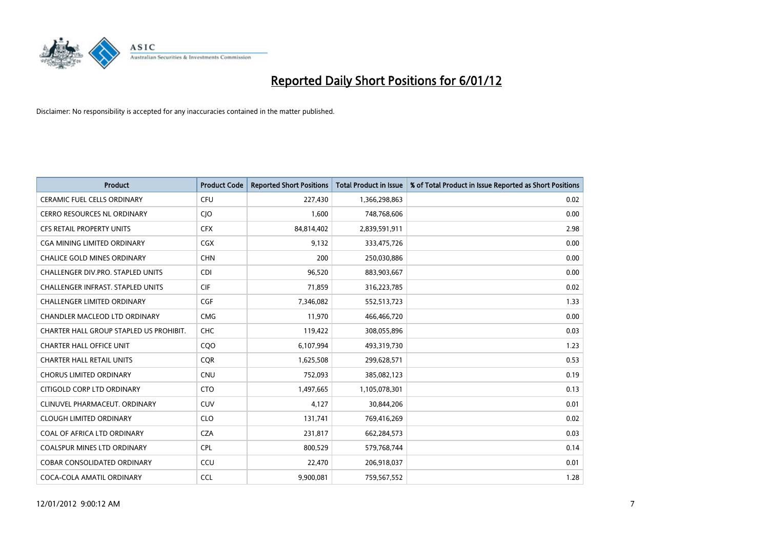# Reported Daily Short Positions for 6/01/12

Disclaimer: No responsibility is accepted for any inaccuracies contained in the matter published.

| Product | Product Code | Reported Short Positions | Total Product in Issue | % of Total Product in Issue Reported as Short Positions |
|---|---|---|---|---|
| CERAMIC FUEL CELLS ORDINARY | CFU | 227,430 | 1,366,298,863 | 0.02 |
| CERRO RESOURCES NL ORDINARY | CJO | 1,600 | 748,768,606 | 0.00 |
| CFS RETAIL PROPERTY UNITS | CFX | 84,814,402 | 2,839,591,911 | 2.98 |
| CGA MINING LIMITED ORDINARY | CGX | 9,132 | 333,475,726 | 0.00 |
| CHALICE GOLD MINES ORDINARY | CHN | 200 | 250,030,886 | 0.00 |
| CHALLENGER DIV.PRO. STAPLED UNITS | CDI | 96,520 | 883,903,667 | 0.00 |
| CHALLENGER INFRAST. STAPLED UNITS | CIF | 71,859 | 316,223,785 | 0.02 |
| CHALLENGER LIMITED ORDINARY | CGF | 7,346,082 | 552,513,723 | 1.33 |
| CHANDLER MACLEOD LTD ORDINARY | CMG | 11,970 | 466,466,720 | 0.00 |
| CHARTER HALL GROUP STAPLED US PROHIBIT. | CHC | 119,422 | 308,055,896 | 0.03 |
| CHARTER HALL OFFICE UNIT | CQO | 6,107,994 | 493,319,730 | 1.23 |
| CHARTER HALL RETAIL UNITS | CQR | 1,625,508 | 299,628,571 | 0.53 |
| CHORUS LIMITED ORDINARY | CNU | 752,093 | 385,082,123 | 0.19 |
| CITIGOLD CORP LTD ORDINARY | CTO | 1,497,665 | 1,105,078,301 | 0.13 |
| CLINUVEL PHARMACEUT. ORDINARY | CUV | 4,127 | 30,844,206 | 0.01 |
| CLOUGH LIMITED ORDINARY | CLO | 131,741 | 769,416,269 | 0.02 |
| COAL OF AFRICA LTD ORDINARY | CZA | 231,817 | 662,284,573 | 0.03 |
| COALSPUR MINES LTD ORDINARY | CPL | 800,529 | 579,768,744 | 0.14 |
| COBAR CONSOLIDATED ORDINARY | CCU | 22,470 | 206,918,037 | 0.01 |
| COCA-COLA AMATIL ORDINARY | CCL | 9,900,081 | 759,567,552 | 1.28 |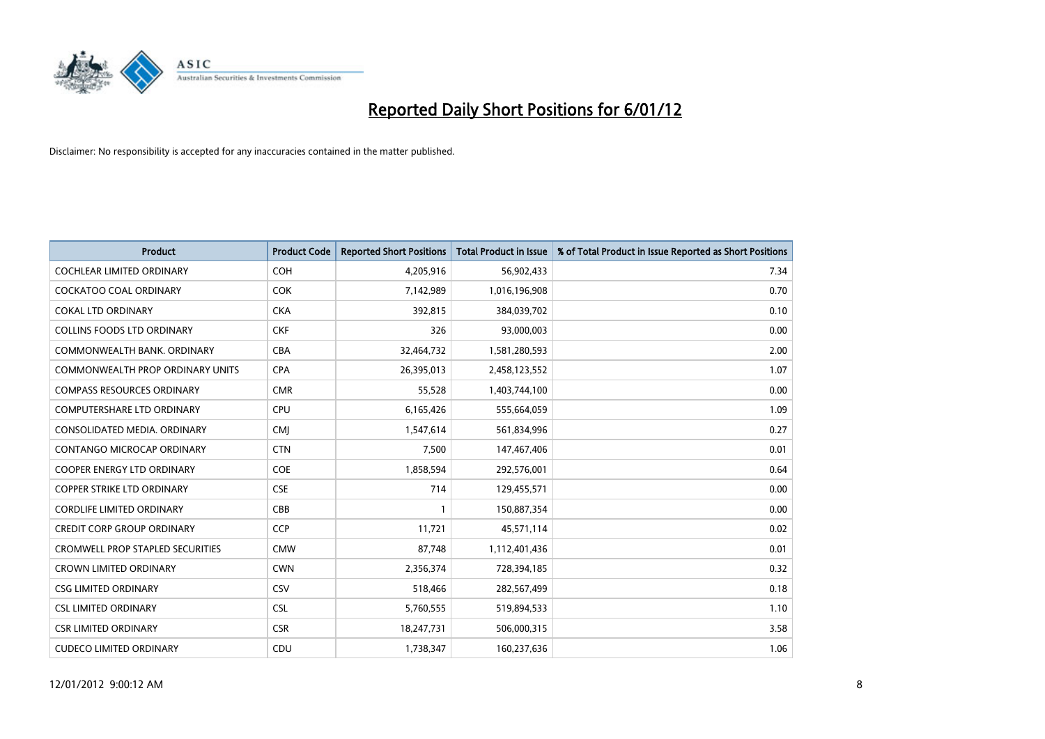# Reported Daily Short Positions for 6/01/12

Disclaimer: No responsibility is accepted for any inaccuracies contained in the matter published.

| Product | Product Code | Reported Short Positions | Total Product in Issue | % of Total Product in Issue Reported as Short Positions |
|---|---|---|---|---|
| COCHLEAR LIMITED ORDINARY | COH | 4,205,916 | 56,902,433 | 7.34 |
| COCKATOO COAL ORDINARY | COK | 7,142,989 | 1,016,196,908 | 0.70 |
| COKAL LTD ORDINARY | CKA | 392,815 | 384,039,702 | 0.10 |
| COLLINS FOODS LTD ORDINARY | CKF | 326 | 93,000,003 | 0.00 |
| COMMONWEALTH BANK. ORDINARY | CBA | 32,464,732 | 1,581,280,593 | 2.00 |
| COMMONWEALTH PROP ORDINARY UNITS | CPA | 26,395,013 | 2,458,123,552 | 1.07 |
| COMPASS RESOURCES ORDINARY | CMR | 55,528 | 1,403,744,100 | 0.00 |
| COMPUTERSHARE LTD ORDINARY | CPU | 6,165,426 | 555,664,059 | 1.09 |
| CONSOLIDATED MEDIA. ORDINARY | CMJ | 1,547,614 | 561,834,996 | 0.27 |
| CONTANGO MICROCAP ORDINARY | CTN | 7,500 | 147,467,406 | 0.01 |
| COOPER ENERGY LTD ORDINARY | COE | 1,858,594 | 292,576,001 | 0.64 |
| COPPER STRIKE LTD ORDINARY | CSE | 714 | 129,455,571 | 0.00 |
| CORDLIFE LIMITED ORDINARY | CBB | 1 | 150,887,354 | 0.00 |
| CREDIT CORP GROUP ORDINARY | CCP | 11,721 | 45,571,114 | 0.02 |
| CROMWELL PROP STAPLED SECURITIES | CMW | 87,748 | 1,112,401,436 | 0.01 |
| CROWN LIMITED ORDINARY | CWN | 2,356,374 | 728,394,185 | 0.32 |
| CSG LIMITED ORDINARY | CSV | 518,466 | 282,567,499 | 0.18 |
| CSL LIMITED ORDINARY | CSL | 5,760,555 | 519,894,533 | 1.10 |
| CSR LIMITED ORDINARY | CSR | 18,247,731 | 506,000,315 | 3.58 |
| CUDECO LIMITED ORDINARY | CDU | 1,738,347 | 160,237,636 | 1.06 |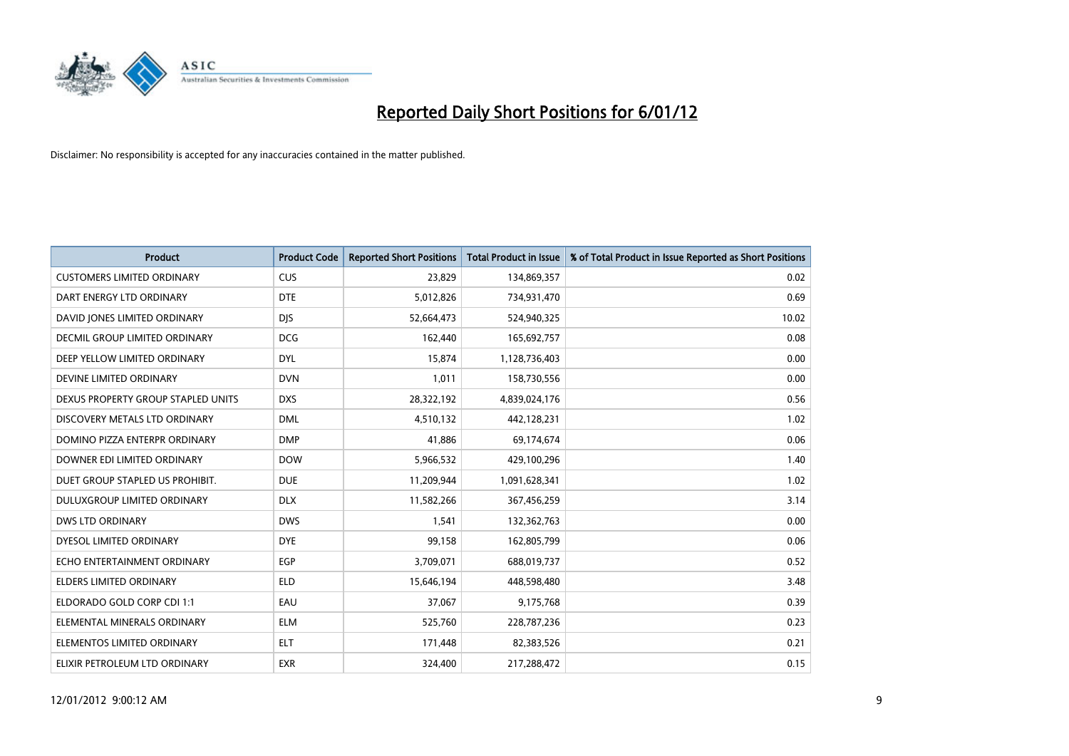# Reported Daily Short Positions for 6/01/12

Disclaimer: No responsibility is accepted for any inaccuracies contained in the matter published.

| Product | Product Code | Reported Short Positions | Total Product in Issue | % of Total Product in Issue Reported as Short Positions |
|---|---|---|---|---|
| CUSTOMERS LIMITED ORDINARY | CUS | 23,829 | 134,869,357 | 0.02 |
| DART ENERGY LTD ORDINARY | DTE | 5,012,826 | 734,931,470 | 0.69 |
| DAVID JONES LIMITED ORDINARY | DJS | 52,664,473 | 524,940,325 | 10.02 |
| DECMIL GROUP LIMITED ORDINARY | DCG | 162,440 | 165,692,757 | 0.08 |
| DEEP YELLOW LIMITED ORDINARY | DYL | 15,874 | 1,128,736,403 | 0.00 |
| DEVINE LIMITED ORDINARY | DVN | 1,011 | 158,730,556 | 0.00 |
| DEXUS PROPERTY GROUP STAPLED UNITS | DXS | 28,322,192 | 4,839,024,176 | 0.56 |
| DISCOVERY METALS LTD ORDINARY | DML | 4,510,132 | 442,128,231 | 1.02 |
| DOMINO PIZZA ENTERPR ORDINARY | DMP | 41,886 | 69,174,674 | 0.06 |
| DOWNER EDI LIMITED ORDINARY | DOW | 5,966,532 | 429,100,296 | 1.40 |
| DUET GROUP STAPLED US PROHIBIT. | DUE | 11,209,944 | 1,091,628,341 | 1.02 |
| DULUXGROUP LIMITED ORDINARY | DLX | 11,582,266 | 367,456,259 | 3.14 |
| DWS LTD ORDINARY | DWS | 1,541 | 132,362,763 | 0.00 |
| DYESOL LIMITED ORDINARY | DYE | 99,158 | 162,805,799 | 0.06 |
| ECHO ENTERTAINMENT ORDINARY | EGP | 3,709,071 | 688,019,737 | 0.52 |
| ELDERS LIMITED ORDINARY | ELD | 15,646,194 | 448,598,480 | 3.48 |
| ELDORADO GOLD CORP CDI 1:1 | EAU | 37,067 | 9,175,768 | 0.39 |
| ELEMENTAL MINERALS ORDINARY | ELM | 525,760 | 228,787,236 | 0.23 |
| ELEMENTOS LIMITED ORDINARY | ELT | 171,448 | 82,383,526 | 0.21 |
| ELIXIR PETROLEUM LTD ORDINARY | EXR | 324,400 | 217,288,472 | 0.15 |

12/01/2012 9:00:12 AM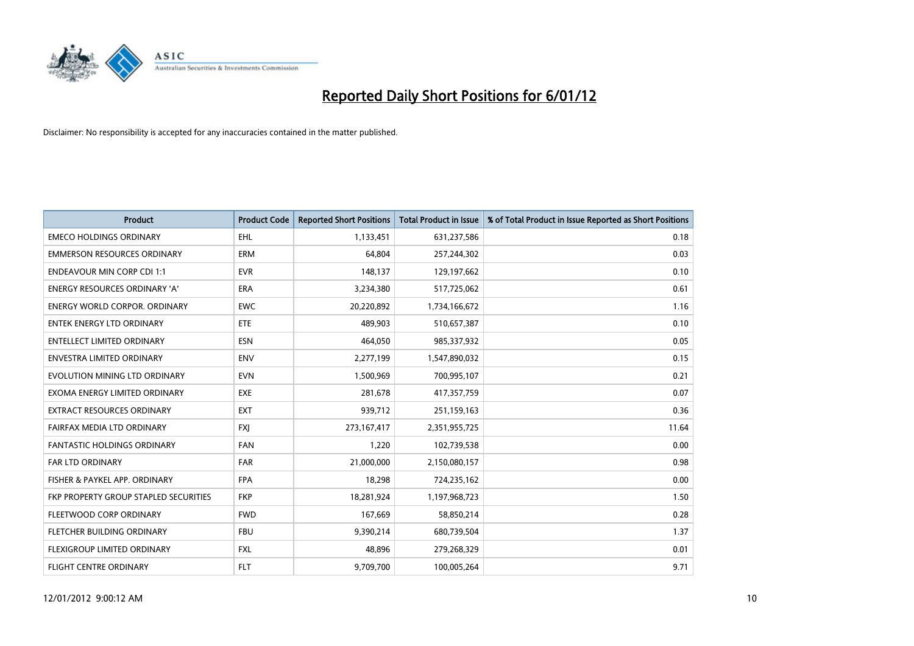# Reported Daily Short Positions for 6/01/12

Disclaimer: No responsibility is accepted for any inaccuracies contained in the matter published.

| Product | Product Code | Reported Short Positions | Total Product in Issue | % of Total Product in Issue Reported as Short Positions |
|---|---|---|---|---|
| EMECO HOLDINGS ORDINARY | EHL | 1,133,451 | 631,237,586 | 0.18 |
| EMMERSON RESOURCES ORDINARY | ERM | 64,804 | 257,244,302 | 0.03 |
| ENDEAVOUR MIN CORP CDI 1:1 | EVR | 148,137 | 129,197,662 | 0.10 |
| ENERGY RESOURCES ORDINARY 'A' | ERA | 3,234,380 | 517,725,062 | 0.61 |
| ENERGY WORLD CORPOR. ORDINARY | EWC | 20,220,892 | 1,734,166,672 | 1.16 |
| ENTEK ENERGY LTD ORDINARY | ETE | 489,903 | 510,657,387 | 0.10 |
| ENTELLECT LIMITED ORDINARY | ESN | 464,050 | 985,337,932 | 0.05 |
| ENVESTRA LIMITED ORDINARY | ENV | 2,277,199 | 1,547,890,032 | 0.15 |
| EVOLUTION MINING LTD ORDINARY | EVN | 1,500,969 | 700,995,107 | 0.21 |
| EXOMA ENERGY LIMITED ORDINARY | EXE | 281,678 | 417,357,759 | 0.07 |
| EXTRACT RESOURCES ORDINARY | EXT | 939,712 | 251,159,163 | 0.36 |
| FAIRFAX MEDIA LTD ORDINARY | FXJ | 273,167,417 | 2,351,955,725 | 11.64 |
| FANTASTIC HOLDINGS ORDINARY | FAN | 1,220 | 102,739,538 | 0.00 |
| FAR LTD ORDINARY | FAR | 21,000,000 | 2,150,080,157 | 0.98 |
| FISHER & PAYKEL APP. ORDINARY | FPA | 18,298 | 724,235,162 | 0.00 |
| FKP PROPERTY GROUP STAPLED SECURITIES | FKP | 18,281,924 | 1,197,968,723 | 1.50 |
| FLEETWOOD CORP ORDINARY | FWD | 167,669 | 58,850,214 | 0.28 |
| FLETCHER BUILDING ORDINARY | FBU | 9,390,214 | 680,739,504 | 1.37 |
| FLEXIGROUP LIMITED ORDINARY | FXL | 48,896 | 279,268,329 | 0.01 |
| FLIGHT CENTRE ORDINARY | FLT | 9,709,700 | 100,005,264 | 9.71 |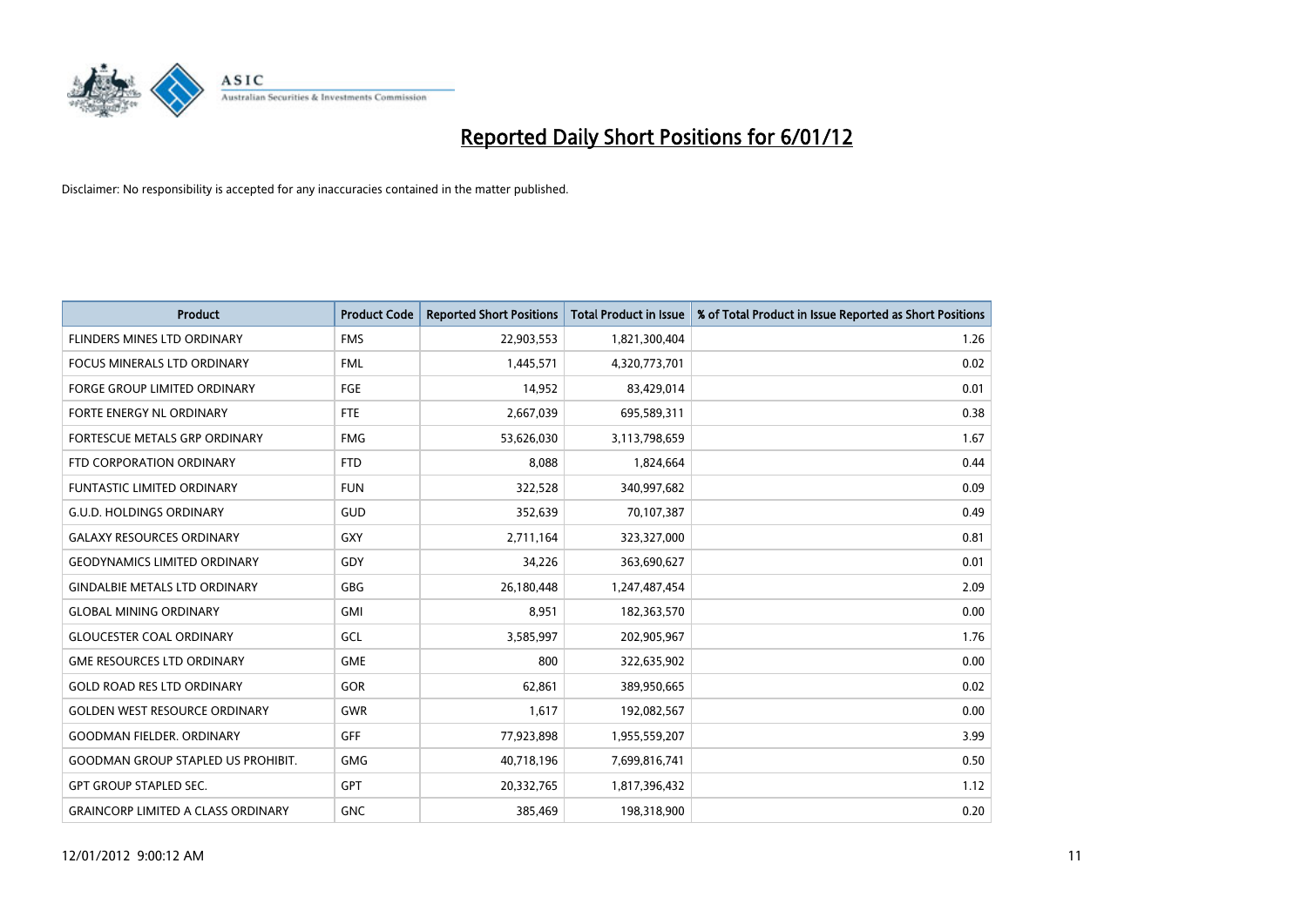# Reported Daily Short Positions for 6/01/12

Disclaimer: No responsibility is accepted for any inaccuracies contained in the matter published.

| Product | Product Code | Reported Short Positions | Total Product in Issue | % of Total Product in Issue Reported as Short Positions |
|---|---|---|---|---|
| FLINDERS MINES LTD ORDINARY | FMS | 22,903,553 | 1,821,300,404 | 1.26 |
| FOCUS MINERALS LTD ORDINARY | FML | 1,445,571 | 4,320,773,701 | 0.02 |
| FORGE GROUP LIMITED ORDINARY | FGE | 14,952 | 83,429,014 | 0.01 |
| FORTE ENERGY NL ORDINARY | FTE | 2,667,039 | 695,589,311 | 0.38 |
| FORTESCUE METALS GRP ORDINARY | FMG | 53,626,030 | 3,113,798,659 | 1.67 |
| FTD CORPORATION ORDINARY | FTD | 8,088 | 1,824,664 | 0.44 |
| FUNTASTIC LIMITED ORDINARY | FUN | 322,528 | 340,997,682 | 0.09 |
| G.U.D. HOLDINGS ORDINARY | GUD | 352,639 | 70,107,387 | 0.49 |
| GALAXY RESOURCES ORDINARY | GXY | 2,711,164 | 323,327,000 | 0.81 |
| GEODYNAMICS LIMITED ORDINARY | GDY | 34,226 | 363,690,627 | 0.01 |
| GINDALBIE METALS LTD ORDINARY | GBG | 26,180,448 | 1,247,487,454 | 2.09 |
| GLOBAL MINING ORDINARY | GMI | 8,951 | 182,363,570 | 0.00 |
| GLOUCESTER COAL ORDINARY | GCL | 3,585,997 | 202,905,967 | 1.76 |
| GME RESOURCES LTD ORDINARY | GME | 800 | 322,635,902 | 0.00 |
| GOLD ROAD RES LTD ORDINARY | GOR | 62,861 | 389,950,665 | 0.02 |
| GOLDEN WEST RESOURCE ORDINARY | GWR | 1,617 | 192,082,567 | 0.00 |
| GOODMAN FIELDER. ORDINARY | GFF | 77,923,898 | 1,955,559,207 | 3.99 |
| GOODMAN GROUP STAPLED US PROHIBIT. | GMG | 40,718,196 | 7,699,816,741 | 0.50 |
| GPT GROUP STAPLED SEC. | GPT | 20,332,765 | 1,817,396,432 | 1.12 |
| GRAINCORP LIMITED A CLASS ORDINARY | GNC | 385,469 | 198,318,900 | 0.20 |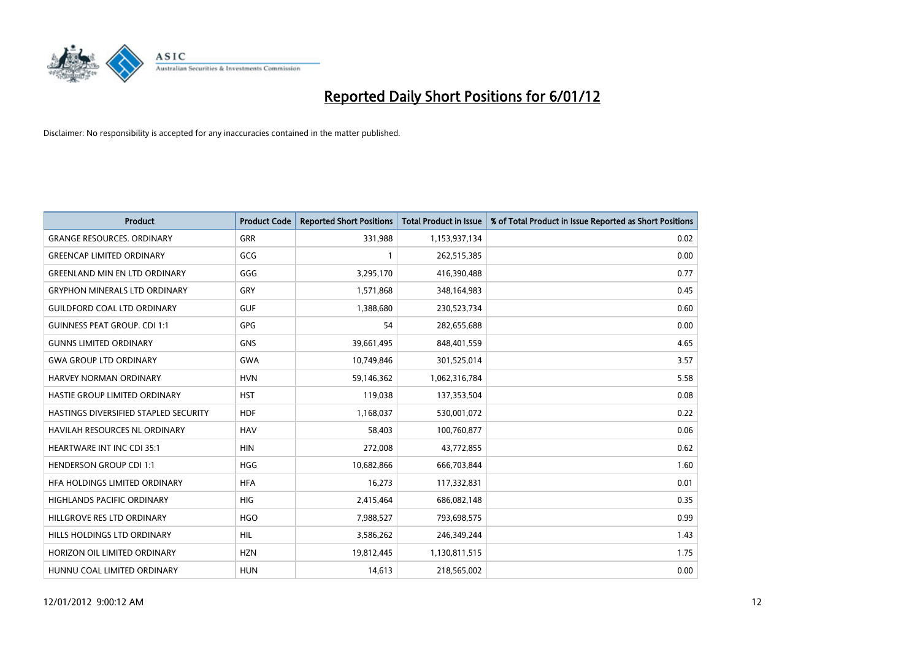# Reported Daily Short Positions for 6/01/12

Disclaimer: No responsibility is accepted for any inaccuracies contained in the matter published.

| Product | Product Code | Reported Short Positions | Total Product in Issue | % of Total Product in Issue Reported as Short Positions |
|---|---|---|---|---|
| GRANGE RESOURCES. ORDINARY | GRR | 331,988 | 1,153,937,134 | 0.02 |
| GREENCAP LIMITED ORDINARY | GCG | 1 | 262,515,385 | 0.00 |
| GREENLAND MIN EN LTD ORDINARY | GGG | 3,295,170 | 416,390,488 | 0.77 |
| GRYPHON MINERALS LTD ORDINARY | GRY | 1,571,868 | 348,164,983 | 0.45 |
| GUILDFORD COAL LTD ORDINARY | GUF | 1,388,680 | 230,523,734 | 0.60 |
| GUINNESS PEAT GROUP. CDI 1:1 | GPG | 54 | 282,655,688 | 0.00 |
| GUNNS LIMITED ORDINARY | GNS | 39,661,495 | 848,401,559 | 4.65 |
| GWA GROUP LTD ORDINARY | GWA | 10,749,846 | 301,525,014 | 3.57 |
| HARVEY NORMAN ORDINARY | HVN | 59,146,362 | 1,062,316,784 | 5.58 |
| HASTIE GROUP LIMITED ORDINARY | HST | 119,038 | 137,353,504 | 0.08 |
| HASTINGS DIVERSIFIED STAPLED SECURITY | HDF | 1,168,037 | 530,001,072 | 0.22 |
| HAVILAH RESOURCES NL ORDINARY | HAV | 58,403 | 100,760,877 | 0.06 |
| HEARTWARE INT INC CDI 35:1 | HIN | 272,008 | 43,772,855 | 0.62 |
| HENDERSON GROUP CDI 1:1 | HGG | 10,682,866 | 666,703,844 | 1.60 |
| HFA HOLDINGS LIMITED ORDINARY | HFA | 16,273 | 117,332,831 | 0.01 |
| HIGHLANDS PACIFIC ORDINARY | HIG | 2,415,464 | 686,082,148 | 0.35 |
| HILLGROVE RES LTD ORDINARY | HGO | 7,988,527 | 793,698,575 | 0.99 |
| HILLS HOLDINGS LTD ORDINARY | HIL | 3,586,262 | 246,349,244 | 1.43 |
| HORIZON OIL LIMITED ORDINARY | HZN | 19,812,445 | 1,130,811,515 | 1.75 |
| HUNNU COAL LIMITED ORDINARY | HUN | 14,613 | 218,565,002 | 0.00 |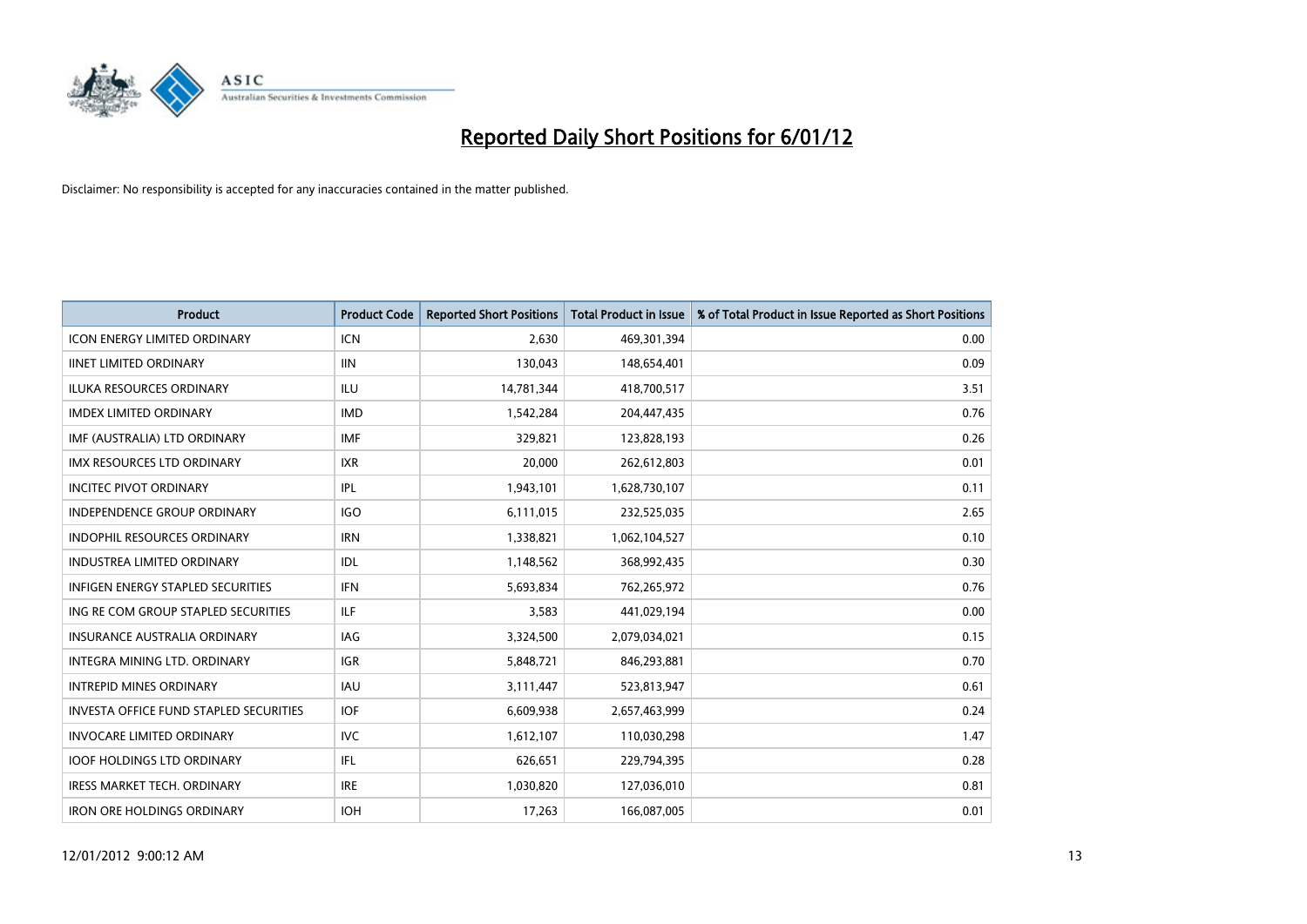# Reported Daily Short Positions for 6/01/12

Disclaimer: No responsibility is accepted for any inaccuracies contained in the matter published.

| Product | Product Code | Reported Short Positions | Total Product in Issue | % of Total Product in Issue Reported as Short Positions |
|---|---|---|---|---|
| ICON ENERGY LIMITED ORDINARY | ICN | 2,630 | 469,301,394 | 0.00 |
| IINET LIMITED ORDINARY | IIN | 130,043 | 148,654,401 | 0.09 |
| ILUKA RESOURCES ORDINARY | ILU | 14,781,344 | 418,700,517 | 3.51 |
| IMDEX LIMITED ORDINARY | IMD | 1,542,284 | 204,447,435 | 0.76 |
| IMF (AUSTRALIA) LTD ORDINARY | IMF | 329,821 | 123,828,193 | 0.26 |
| IMX RESOURCES LTD ORDINARY | IXR | 20,000 | 262,612,803 | 0.01 |
| INCITEC PIVOT ORDINARY | IPL | 1,943,101 | 1,628,730,107 | 0.11 |
| INDEPENDENCE GROUP ORDINARY | IGO | 6,111,015 | 232,525,035 | 2.65 |
| INDOPHIL RESOURCES ORDINARY | IRN | 1,338,821 | 1,062,104,527 | 0.10 |
| INDUSTREA LIMITED ORDINARY | IDL | 1,148,562 | 368,992,435 | 0.30 |
| INFIGEN ENERGY STAPLED SECURITIES | IFN | 5,693,834 | 762,265,972 | 0.76 |
| ING RE COM GROUP STAPLED SECURITIES | ILF | 3,583 | 441,029,194 | 0.00 |
| INSURANCE AUSTRALIA ORDINARY | IAG | 3,324,500 | 2,079,034,021 | 0.15 |
| INTEGRA MINING LTD. ORDINARY | IGR | 5,848,721 | 846,293,881 | 0.70 |
| INTREPID MINES ORDINARY | IAU | 3,111,447 | 523,813,947 | 0.61 |
| INVESTA OFFICE FUND STAPLED SECURITIES | IOF | 6,609,938 | 2,657,463,999 | 0.24 |
| INVOCARE LIMITED ORDINARY | IVC | 1,612,107 | 110,030,298 | 1.47 |
| IOOF HOLDINGS LTD ORDINARY | IFL | 626,651 | 229,794,395 | 0.28 |
| IRESS MARKET TECH. ORDINARY | IRE | 1,030,820 | 127,036,010 | 0.81 |
| IRON ORE HOLDINGS ORDINARY | IOH | 17,263 | 166,087,005 | 0.01 |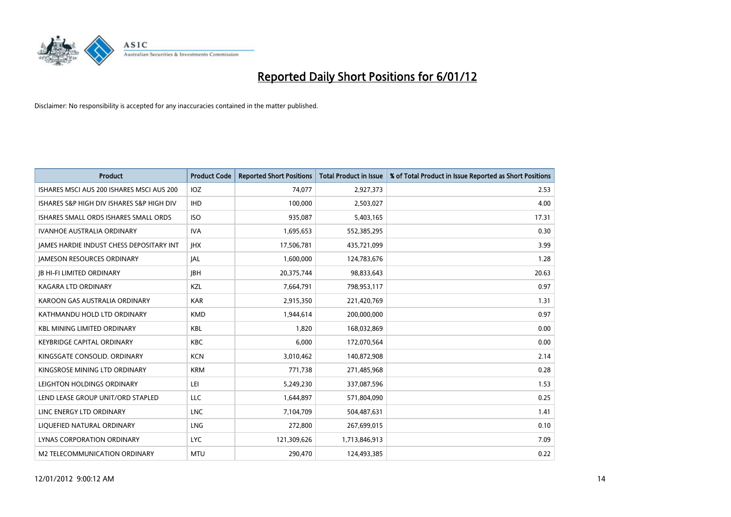# Reported Daily Short Positions for 6/01/12

Disclaimer: No responsibility is accepted for any inaccuracies contained in the matter published.

| Product | Product Code | Reported Short Positions | Total Product in Issue | % of Total Product in Issue Reported as Short Positions |
|---|---|---|---|---|
| ISHARES MSCI AUS 200 ISHARES MSCI AUS 200 | IOZ | 74,077 | 2,927,373 | 2.53 |
| ISHARES S&P HIGH DIV ISHARES S&P HIGH DIV | IHD | 100,000 | 2,503,027 | 4.00 |
| ISHARES SMALL ORDS ISHARES SMALL ORDS | ISO | 935,087 | 5,403,165 | 17.31 |
| IVANHOE AUSTRALIA ORDINARY | IVA | 1,695,653 | 552,385,295 | 0.30 |
| JAMES HARDIE INDUST CHESS DEPOSITARY INT | JHX | 17,506,781 | 435,721,099 | 3.99 |
| JAMESON RESOURCES ORDINARY | JAL | 1,600,000 | 124,783,676 | 1.28 |
| JB HI-FI LIMITED ORDINARY | JBH | 20,375,744 | 98,833,643 | 20.63 |
| KAGARA LTD ORDINARY | KZL | 7,664,791 | 798,953,117 | 0.97 |
| KAROON GAS AUSTRALIA ORDINARY | KAR | 2,915,350 | 221,420,769 | 1.31 |
| KATHMANDU HOLD LTD ORDINARY | KMD | 1,944,614 | 200,000,000 | 0.97 |
| KBL MINING LIMITED ORDINARY | KBL | 1,820 | 168,032,869 | 0.00 |
| KEYBRIDGE CAPITAL ORDINARY | KBC | 6,000 | 172,070,564 | 0.00 |
| KINGSGATE CONSOLID. ORDINARY | KCN | 3,010,462 | 140,872,908 | 2.14 |
| KINGSROSE MINING LTD ORDINARY | KRM | 771,738 | 271,485,968 | 0.28 |
| LEIGHTON HOLDINGS ORDINARY | LEI | 5,249,230 | 337,087,596 | 1.53 |
| LEND LEASE GROUP UNIT/ORD STAPLED | LLC | 1,644,897 | 571,804,090 | 0.25 |
| LINC ENERGY LTD ORDINARY | LNC | 7,104,709 | 504,487,631 | 1.41 |
| LIQUEFIED NATURAL ORDINARY | LNG | 272,800 | 267,699,015 | 0.10 |
| LYNAS CORPORATION ORDINARY | LYC | 121,309,626 | 1,713,846,913 | 7.09 |
| M2 TELECOMMUNICATION ORDINARY | MTU | 290,470 | 124,493,385 | 0.22 |

12/01/2012 9:00:12 AM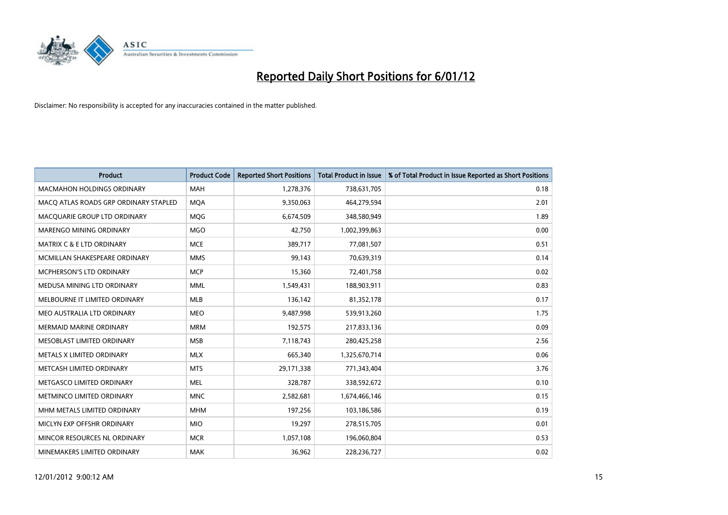# Reported Daily Short Positions for 6/01/12

Disclaimer: No responsibility is accepted for any inaccuracies contained in the matter published.

| Product | Product Code | Reported Short Positions | Total Product in Issue | % of Total Product in Issue Reported as Short Positions |
|---|---|---|---|---|
| MACMAHON HOLDINGS ORDINARY | MAH | 1,278,376 | 738,631,705 | 0.18 |
| MACQ ATLAS ROADS GRP ORDINARY STAPLED | MQA | 9,350,063 | 464,279,594 | 2.01 |
| MACQUARIE GROUP LTD ORDINARY | MQG | 6,674,509 | 348,580,949 | 1.89 |
| MARENGO MINING ORDINARY | MGO | 42,750 | 1,002,399,863 | 0.00 |
| MATRIX C & E LTD ORDINARY | MCE | 389,717 | 77,081,507 | 0.51 |
| MCMILLAN SHAKESPEARE ORDINARY | MMS | 99,143 | 70,639,319 | 0.14 |
| MCPHERSON'S LTD ORDINARY | MCP | 15,360 | 72,401,758 | 0.02 |
| MEDUSA MINING LTD ORDINARY | MML | 1,549,431 | 188,903,911 | 0.83 |
| MELBOURNE IT LIMITED ORDINARY | MLB | 136,142 | 81,352,178 | 0.17 |
| MEO AUSTRALIA LTD ORDINARY | MEO | 9,487,998 | 539,913,260 | 1.75 |
| MERMAID MARINE ORDINARY | MRM | 192,575 | 217,833,136 | 0.09 |
| MESOBLAST LIMITED ORDINARY | MSB | 7,118,743 | 280,425,258 | 2.56 |
| METALS X LIMITED ORDINARY | MLX | 665,340 | 1,325,670,714 | 0.06 |
| METCASH LIMITED ORDINARY | MTS | 29,171,338 | 771,343,404 | 3.76 |
| METGASCO LIMITED ORDINARY | MEL | 328,787 | 338,592,672 | 0.10 |
| METMINCO LIMITED ORDINARY | MNC | 2,582,681 | 1,674,466,146 | 0.15 |
| MHM METALS LIMITED ORDINARY | MHM | 197,256 | 103,186,586 | 0.19 |
| MICLYN EXP OFFSHR ORDINARY | MIO | 19,297 | 278,515,705 | 0.01 |
| MINCOR RESOURCES NL ORDINARY | MCR | 1,057,108 | 196,060,804 | 0.53 |
| MINEMAKERS LIMITED ORDINARY | MAK | 36,962 | 228,236,727 | 0.02 |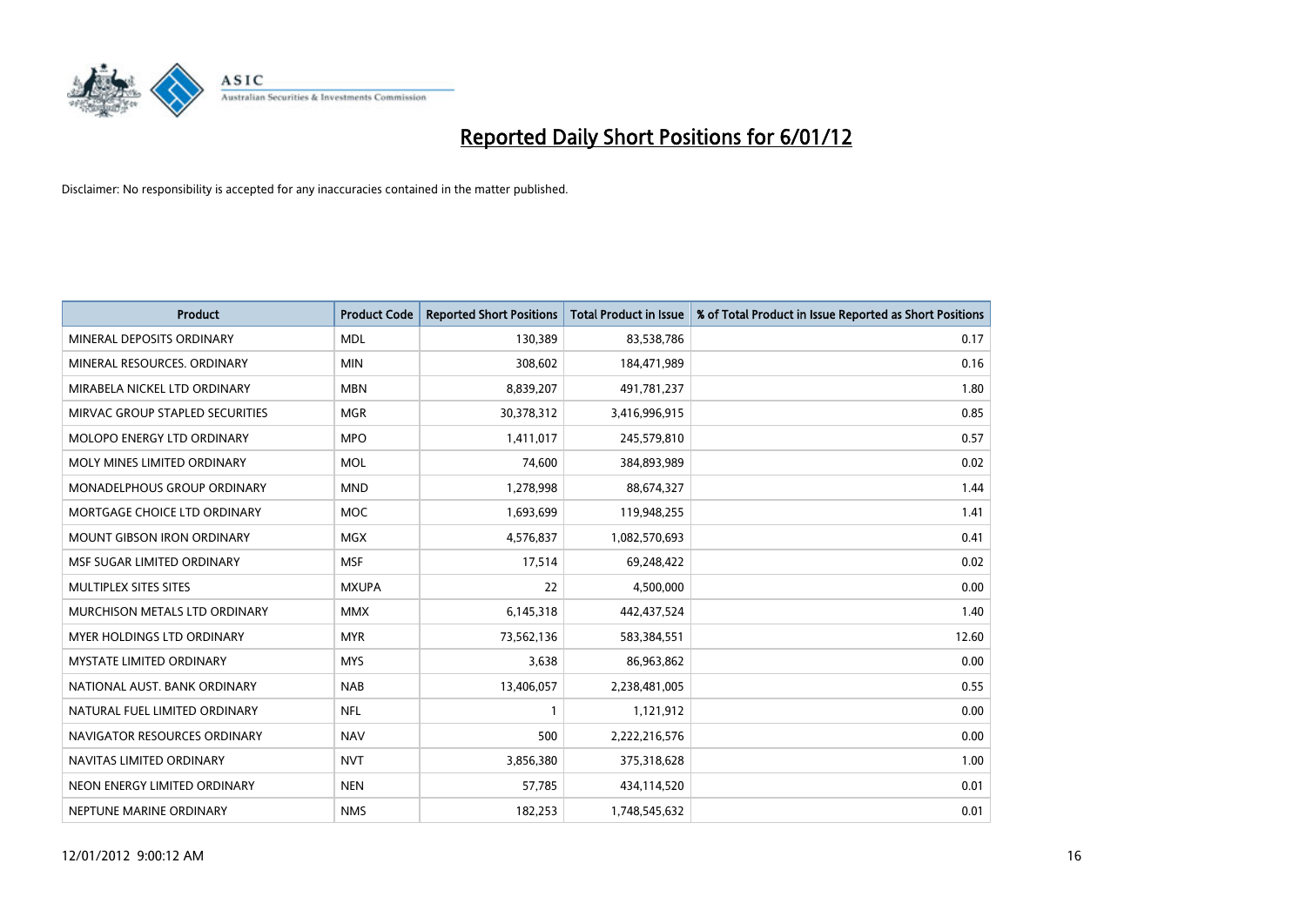# Reported Daily Short Positions for 6/01/12

Disclaimer: No responsibility is accepted for any inaccuracies contained in the matter published.

| Product | Product Code | Reported Short Positions | Total Product in Issue | % of Total Product in Issue Reported as Short Positions |
|---|---|---|---|---|
| MINERAL DEPOSITS ORDINARY | MDL | 130,389 | 83,538,786 | 0.17 |
| MINERAL RESOURCES. ORDINARY | MIN | 308,602 | 184,471,989 | 0.16 |
| MIRABELA NICKEL LTD ORDINARY | MBN | 8,839,207 | 491,781,237 | 1.80 |
| MIRVAC GROUP STAPLED SECURITIES | MGR | 30,378,312 | 3,416,996,915 | 0.85 |
| MOLOPO ENERGY LTD ORDINARY | MPO | 1,411,017 | 245,579,810 | 0.57 |
| MOLY MINES LIMITED ORDINARY | MOL | 74,600 | 384,893,989 | 0.02 |
| MONADELPHOUS GROUP ORDINARY | MND | 1,278,998 | 88,674,327 | 1.44 |
| MORTGAGE CHOICE LTD ORDINARY | MOC | 1,693,699 | 119,948,255 | 1.41 |
| MOUNT GIBSON IRON ORDINARY | MGX | 4,576,837 | 1,082,570,693 | 0.41 |
| MSF SUGAR LIMITED ORDINARY | MSF | 17,514 | 69,248,422 | 0.02 |
| MULTIPLEX SITES SITES | MXUPA | 22 | 4,500,000 | 0.00 |
| MURCHISON METALS LTD ORDINARY | MMX | 6,145,318 | 442,437,524 | 1.40 |
| MYER HOLDINGS LTD ORDINARY | MYR | 73,562,136 | 583,384,551 | 12.60 |
| MYSTATE LIMITED ORDINARY | MYS | 3,638 | 86,963,862 | 0.00 |
| NATIONAL AUST. BANK ORDINARY | NAB | 13,406,057 | 2,238,481,005 | 0.55 |
| NATURAL FUEL LIMITED ORDINARY | NFL | 1 | 1,121,912 | 0.00 |
| NAVIGATOR RESOURCES ORDINARY | NAV | 500 | 2,222,216,576 | 0.00 |
| NAVITAS LIMITED ORDINARY | NVT | 3,856,380 | 375,318,628 | 1.00 |
| NEON ENERGY LIMITED ORDINARY | NEN | 57,785 | 434,114,520 | 0.01 |
| NEPTUNE MARINE ORDINARY | NMS | 182,253 | 1,748,545,632 | 0.01 |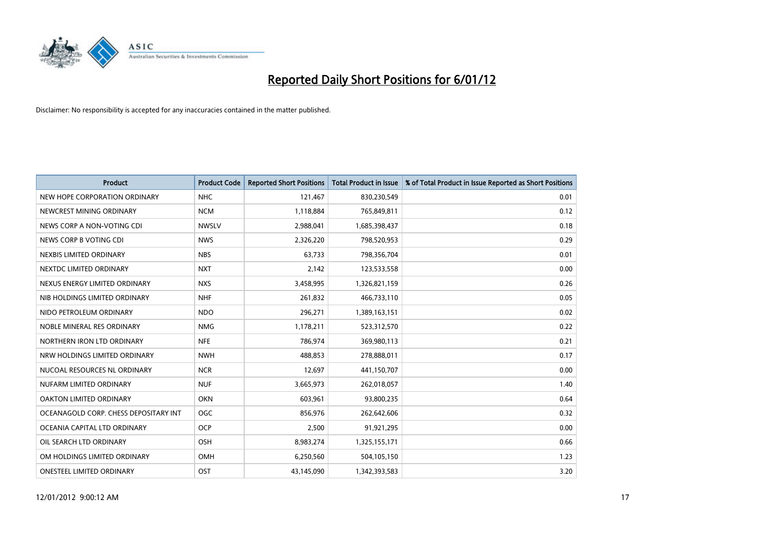# Reported Daily Short Positions for 6/01/12

Disclaimer: No responsibility is accepted for any inaccuracies contained in the matter published.

| Product | Product Code | Reported Short Positions | Total Product in Issue | % of Total Product in Issue Reported as Short Positions |
|---|---|---|---|---|
| NEW HOPE CORPORATION ORDINARY | NHC | 121,467 | 830,230,549 | 0.01 |
| NEWCREST MINING ORDINARY | NCM | 1,118,884 | 765,849,811 | 0.12 |
| NEWS CORP A NON-VOTING CDI | NWSLV | 2,988,041 | 1,685,398,437 | 0.18 |
| NEWS CORP B VOTING CDI | NWS | 2,326,220 | 798,520,953 | 0.29 |
| NEXBIS LIMITED ORDINARY | NBS | 63,733 | 798,356,704 | 0.01 |
| NEXTDC LIMITED ORDINARY | NXT | 2,142 | 123,533,558 | 0.00 |
| NEXUS ENERGY LIMITED ORDINARY | NXS | 3,458,995 | 1,326,821,159 | 0.26 |
| NIB HOLDINGS LIMITED ORDINARY | NHF | 261,832 | 466,733,110 | 0.05 |
| NIDO PETROLEUM ORDINARY | NDO | 296,271 | 1,389,163,151 | 0.02 |
| NOBLE MINERAL RES ORDINARY | NMG | 1,178,211 | 523,312,570 | 0.22 |
| NORTHERN IRON LTD ORDINARY | NFE | 786,974 | 369,980,113 | 0.21 |
| NRW HOLDINGS LIMITED ORDINARY | NWH | 488,853 | 278,888,011 | 0.17 |
| NUCOAL RESOURCES NL ORDINARY | NCR | 12,697 | 441,150,707 | 0.00 |
| NUFARM LIMITED ORDINARY | NUF | 3,665,973 | 262,018,057 | 1.40 |
| OAKTON LIMITED ORDINARY | OKN | 603,961 | 93,800,235 | 0.64 |
| OCEANAGOLD CORP. CHESS DEPOSITARY INT | OGC | 856,976 | 262,642,606 | 0.32 |
| OCEANIA CAPITAL LTD ORDINARY | OCP | 2,500 | 91,921,295 | 0.00 |
| OIL SEARCH LTD ORDINARY | OSH | 8,983,274 | 1,325,155,171 | 0.66 |
| OM HOLDINGS LIMITED ORDINARY | OMH | 6,250,560 | 504,105,150 | 1.23 |
| ONESTEEL LIMITED ORDINARY | OST | 43,145,090 | 1,342,393,583 | 3.20 |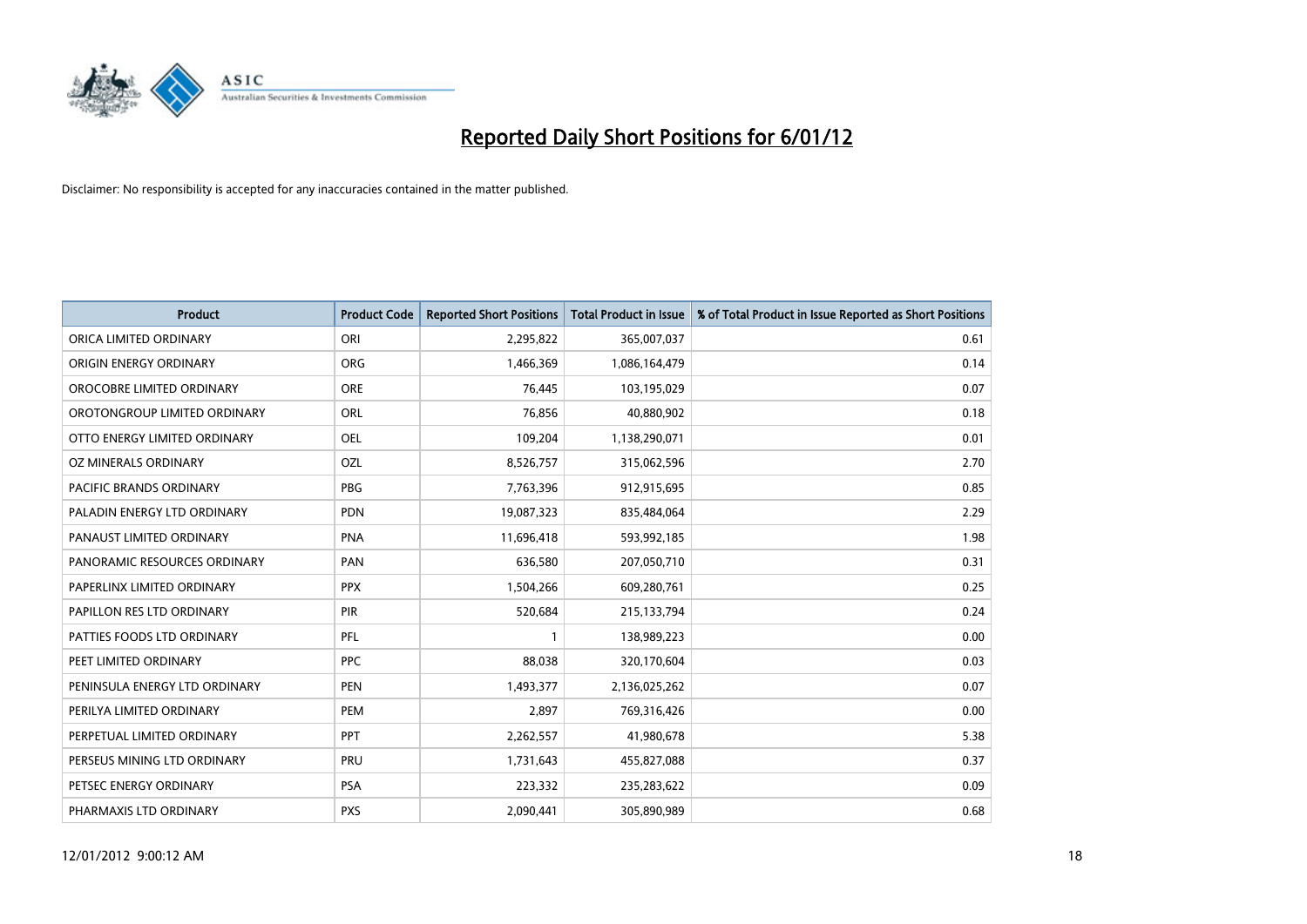# Reported Daily Short Positions for 6/01/12

Disclaimer: No responsibility is accepted for any inaccuracies contained in the matter published.

| Product | Product Code | Reported Short Positions | Total Product in Issue | % of Total Product in Issue Reported as Short Positions |
|---|---|---|---|---|
| ORICA LIMITED ORDINARY | ORI | 2,295,822 | 365,007,037 | 0.61 |
| ORIGIN ENERGY ORDINARY | ORG | 1,466,369 | 1,086,164,479 | 0.14 |
| OROCOBRE LIMITED ORDINARY | ORE | 76,445 | 103,195,029 | 0.07 |
| OROTONGROUP LIMITED ORDINARY | ORL | 76,856 | 40,880,902 | 0.18 |
| OTTO ENERGY LIMITED ORDINARY | OEL | 109,204 | 1,138,290,071 | 0.01 |
| OZ MINERALS ORDINARY | OZL | 8,526,757 | 315,062,596 | 2.70 |
| PACIFIC BRANDS ORDINARY | PBG | 7,763,396 | 912,915,695 | 0.85 |
| PALADIN ENERGY LTD ORDINARY | PDN | 19,087,323 | 835,484,064 | 2.29 |
| PANAUST LIMITED ORDINARY | PNA | 11,696,418 | 593,992,185 | 1.98 |
| PANORAMIC RESOURCES ORDINARY | PAN | 636,580 | 207,050,710 | 0.31 |
| PAPERLINX LIMITED ORDINARY | PPX | 1,504,266 | 609,280,761 | 0.25 |
| PAPILLON RES LTD ORDINARY | PIR | 520,684 | 215,133,794 | 0.24 |
| PATTIES FOODS LTD ORDINARY | PFL | 1 | 138,989,223 | 0.00 |
| PEET LIMITED ORDINARY | PPC | 88,038 | 320,170,604 | 0.03 |
| PENINSULA ENERGY LTD ORDINARY | PEN | 1,493,377 | 2,136,025,262 | 0.07 |
| PERILYA LIMITED ORDINARY | PEM | 2,897 | 769,316,426 | 0.00 |
| PERPETUAL LIMITED ORDINARY | PPT | 2,262,557 | 41,980,678 | 5.38 |
| PERSEUS MINING LTD ORDINARY | PRU | 1,731,643 | 455,827,088 | 0.37 |
| PETSEC ENERGY ORDINARY | PSA | 223,332 | 235,283,622 | 0.09 |
| PHARMAXIS LTD ORDINARY | PXS | 2,090,441 | 305,890,989 | 0.68 |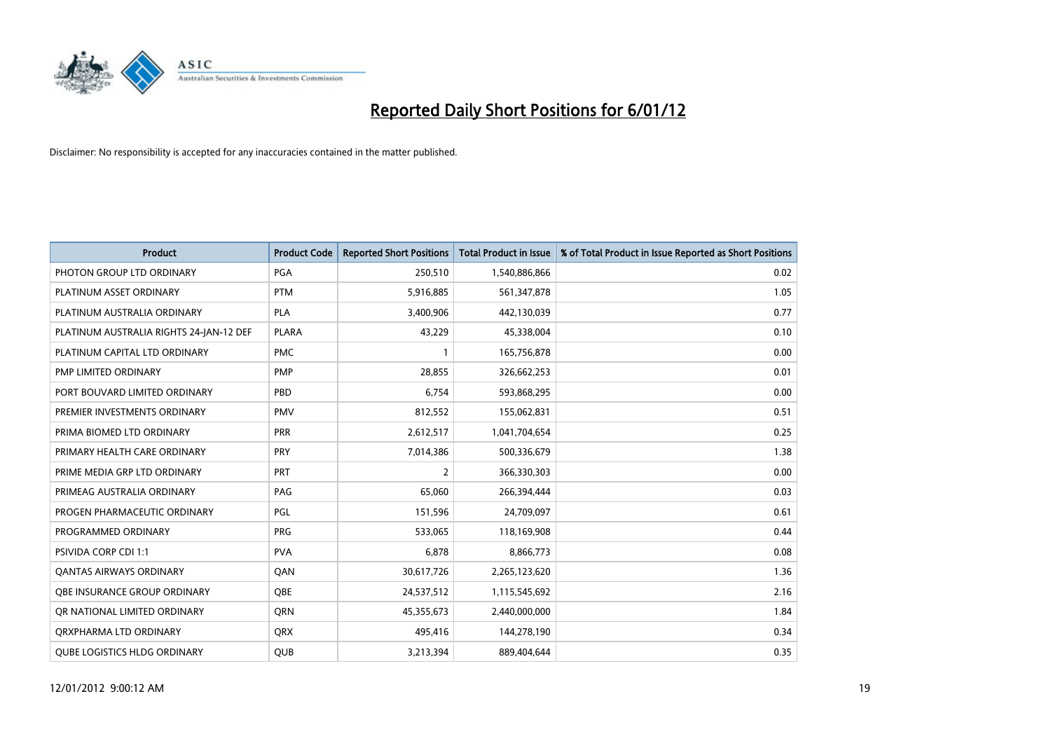# Reported Daily Short Positions for 6/01/12

Disclaimer: No responsibility is accepted for any inaccuracies contained in the matter published.

| Product | Product Code | Reported Short Positions | Total Product in Issue | % of Total Product in Issue Reported as Short Positions |
|---|---|---|---|---|
| PHOTON GROUP LTD ORDINARY | PGA | 250,510 | 1,540,886,866 | 0.02 |
| PLATINUM ASSET ORDINARY | PTM | 5,916,885 | 561,347,878 | 1.05 |
| PLATINUM AUSTRALIA ORDINARY | PLA | 3,400,906 | 442,130,039 | 0.77 |
| PLATINUM AUSTRALIA RIGHTS 24-JAN-12 DEF | PLARA | 43,229 | 45,338,004 | 0.10 |
| PLATINUM CAPITAL LTD ORDINARY | PMC | 1 | 165,756,878 | 0.00 |
| PMP LIMITED ORDINARY | PMP | 28,855 | 326,662,253 | 0.01 |
| PORT BOUVARD LIMITED ORDINARY | PBD | 6,754 | 593,868,295 | 0.00 |
| PREMIER INVESTMENTS ORDINARY | PMV | 812,552 | 155,062,831 | 0.51 |
| PRIMA BIOMED LTD ORDINARY | PRR | 2,612,517 | 1,041,704,654 | 0.25 |
| PRIMARY HEALTH CARE ORDINARY | PRY | 7,014,386 | 500,336,679 | 1.38 |
| PRIME MEDIA GRP LTD ORDINARY | PRT | 2 | 366,330,303 | 0.00 |
| PRIMEAG AUSTRALIA ORDINARY | PAG | 65,060 | 266,394,444 | 0.03 |
| PROGEN PHARMACEUTIC ORDINARY | PGL | 151,596 | 24,709,097 | 0.61 |
| PROGRAMMED ORDINARY | PRG | 533,065 | 118,169,908 | 0.44 |
| PSIVIDA CORP CDI 1:1 | PVA | 6,878 | 8,866,773 | 0.08 |
| QANTAS AIRWAYS ORDINARY | QAN | 30,617,726 | 2,265,123,620 | 1.36 |
| QBE INSURANCE GROUP ORDINARY | QBE | 24,537,512 | 1,115,545,692 | 2.16 |
| QR NATIONAL LIMITED ORDINARY | QRN | 45,355,673 | 2,440,000,000 | 1.84 |
| QRXPHARMA LTD ORDINARY | QRX | 495,416 | 144,278,190 | 0.34 |
| QUBE LOGISTICS HLDG ORDINARY | QUB | 3,213,394 | 889,404,644 | 0.35 |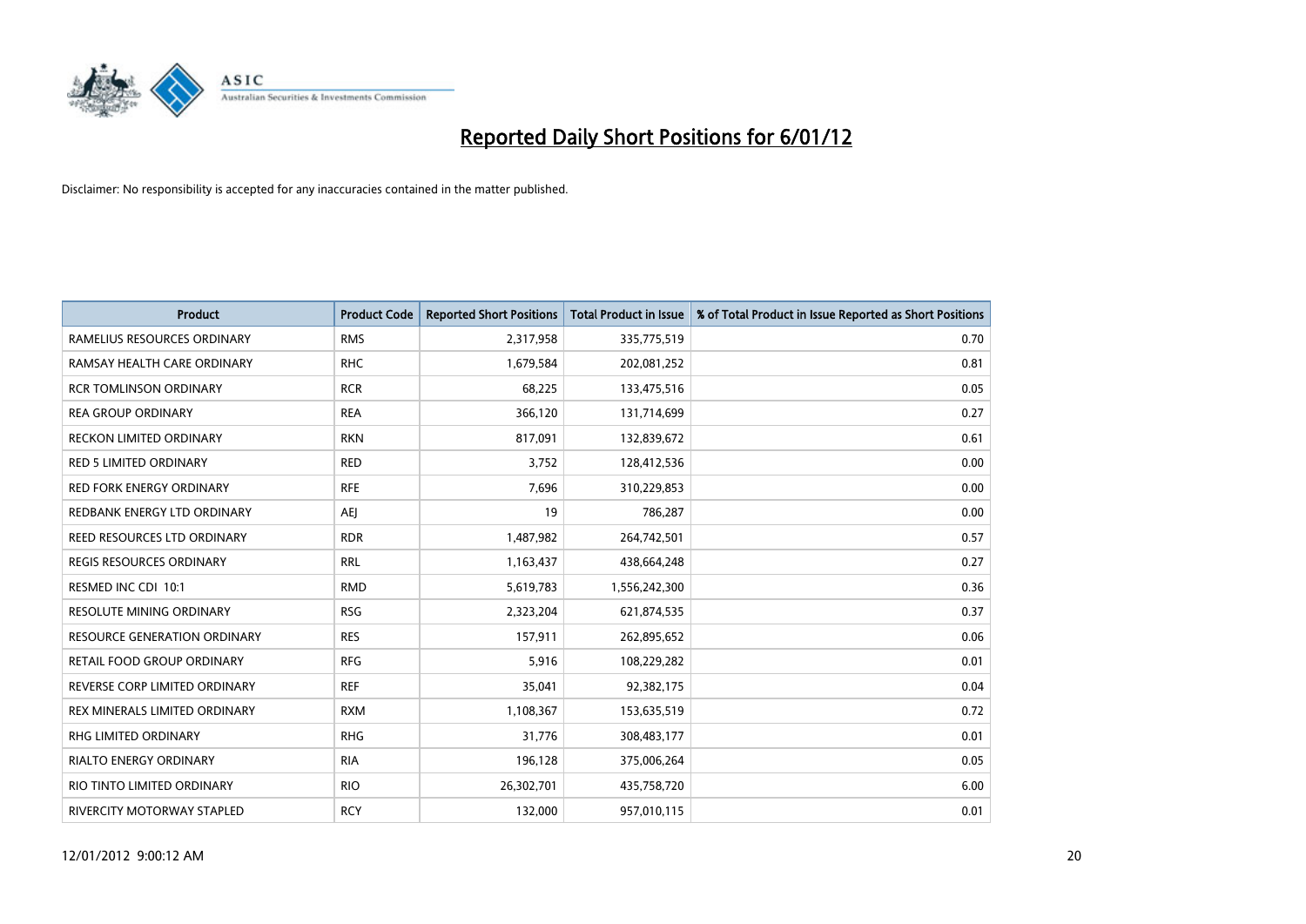# Reported Daily Short Positions for 6/01/12

Disclaimer: No responsibility is accepted for any inaccuracies contained in the matter published.

| Product | Product Code | Reported Short Positions | Total Product in Issue | % of Total Product in Issue Reported as Short Positions |
|---|---|---|---|---|
| RAMELIUS RESOURCES ORDINARY | RMS | 2,317,958 | 335,775,519 | 0.70 |
| RAMSAY HEALTH CARE ORDINARY | RHC | 1,679,584 | 202,081,252 | 0.81 |
| RCR TOMLINSON ORDINARY | RCR | 68,225 | 133,475,516 | 0.05 |
| REA GROUP ORDINARY | REA | 366,120 | 131,714,699 | 0.27 |
| RECKON LIMITED ORDINARY | RKN | 817,091 | 132,839,672 | 0.61 |
| RED 5 LIMITED ORDINARY | RED | 3,752 | 128,412,536 | 0.00 |
| RED FORK ENERGY ORDINARY | RFE | 7,696 | 310,229,853 | 0.00 |
| REDBANK ENERGY LTD ORDINARY | AEJ | 19 | 786,287 | 0.00 |
| REED RESOURCES LTD ORDINARY | RDR | 1,487,982 | 264,742,501 | 0.57 |
| REGIS RESOURCES ORDINARY | RRL | 1,163,437 | 438,664,248 | 0.27 |
| RESMED INC CDI 10:1 | RMD | 5,619,783 | 1,556,242,300 | 0.36 |
| RESOLUTE MINING ORDINARY | RSG | 2,323,204 | 621,874,535 | 0.37 |
| RESOURCE GENERATION ORDINARY | RES | 157,911 | 262,895,652 | 0.06 |
| RETAIL FOOD GROUP ORDINARY | RFG | 5,916 | 108,229,282 | 0.01 |
| REVERSE CORP LIMITED ORDINARY | REF | 35,041 | 92,382,175 | 0.04 |
| REX MINERALS LIMITED ORDINARY | RXM | 1,108,367 | 153,635,519 | 0.72 |
| RHG LIMITED ORDINARY | RHG | 31,776 | 308,483,177 | 0.01 |
| RIALTO ENERGY ORDINARY | RIA | 196,128 | 375,006,264 | 0.05 |
| RIO TINTO LIMITED ORDINARY | RIO | 26,302,701 | 435,758,720 | 6.00 |
| RIVERCITY MOTORWAY STAPLED | RCY | 132,000 | 957,010,115 | 0.01 |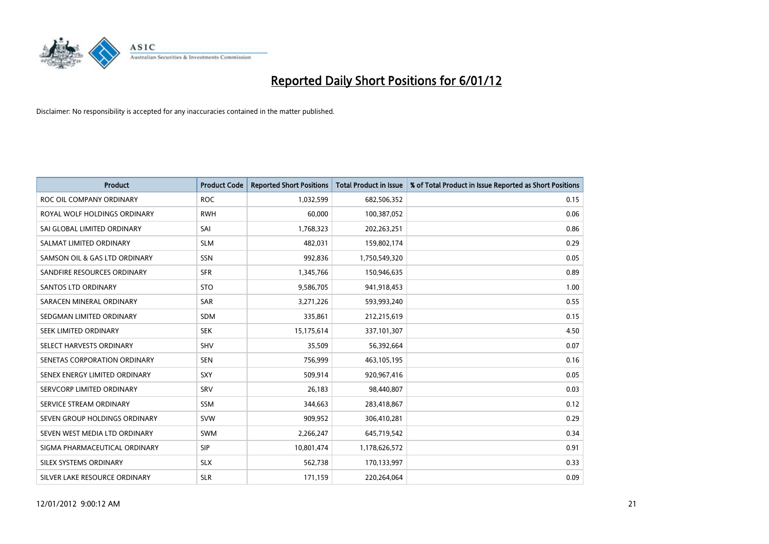# Reported Daily Short Positions for 6/01/12

Disclaimer: No responsibility is accepted for any inaccuracies contained in the matter published.

| Product | Product Code | Reported Short Positions | Total Product in Issue | % of Total Product in Issue Reported as Short Positions |
| --- | --- | --- | --- | --- |
| ROC OIL COMPANY ORDINARY | ROC | 1,032,599 | 682,506,352 | 0.15 |
| ROYAL WOLF HOLDINGS ORDINARY | RWH | 60,000 | 100,387,052 | 0.06 |
| SAI GLOBAL LIMITED ORDINARY | SAI | 1,768,323 | 202,263,251 | 0.86 |
| SALMAT LIMITED ORDINARY | SLM | 482,031 | 159,802,174 | 0.29 |
| SAMSON OIL & GAS LTD ORDINARY | SSN | 992,836 | 1,750,549,320 | 0.05 |
| SANDFIRE RESOURCES ORDINARY | SFR | 1,345,766 | 150,946,635 | 0.89 |
| SANTOS LTD ORDINARY | STO | 9,586,705 | 941,918,453 | 1.00 |
| SARACEN MINERAL ORDINARY | SAR | 3,271,226 | 593,993,240 | 0.55 |
| SEDGMAN LIMITED ORDINARY | SDM | 335,861 | 212,215,619 | 0.15 |
| SEEK LIMITED ORDINARY | SEK | 15,175,614 | 337,101,307 | 4.50 |
| SELECT HARVESTS ORDINARY | SHV | 35,509 | 56,392,664 | 0.07 |
| SENETAS CORPORATION ORDINARY | SEN | 756,999 | 463,105,195 | 0.16 |
| SENEX ENERGY LIMITED ORDINARY | SXY | 509,914 | 920,967,416 | 0.05 |
| SERVCORP LIMITED ORDINARY | SRV | 26,183 | 98,440,807 | 0.03 |
| SERVICE STREAM ORDINARY | SSM | 344,663 | 283,418,867 | 0.12 |
| SEVEN GROUP HOLDINGS ORDINARY | SVW | 909,952 | 306,410,281 | 0.29 |
| SEVEN WEST MEDIA LTD ORDINARY | SWM | 2,266,247 | 645,719,542 | 0.34 |
| SIGMA PHARMACEUTICAL ORDINARY | SIP | 10,801,474 | 1,178,626,572 | 0.91 |
| SILEX SYSTEMS ORDINARY | SLX | 562,738 | 170,133,997 | 0.33 |
| SILVER LAKE RESOURCE ORDINARY | SLR | 171,159 | 220,264,064 | 0.09 |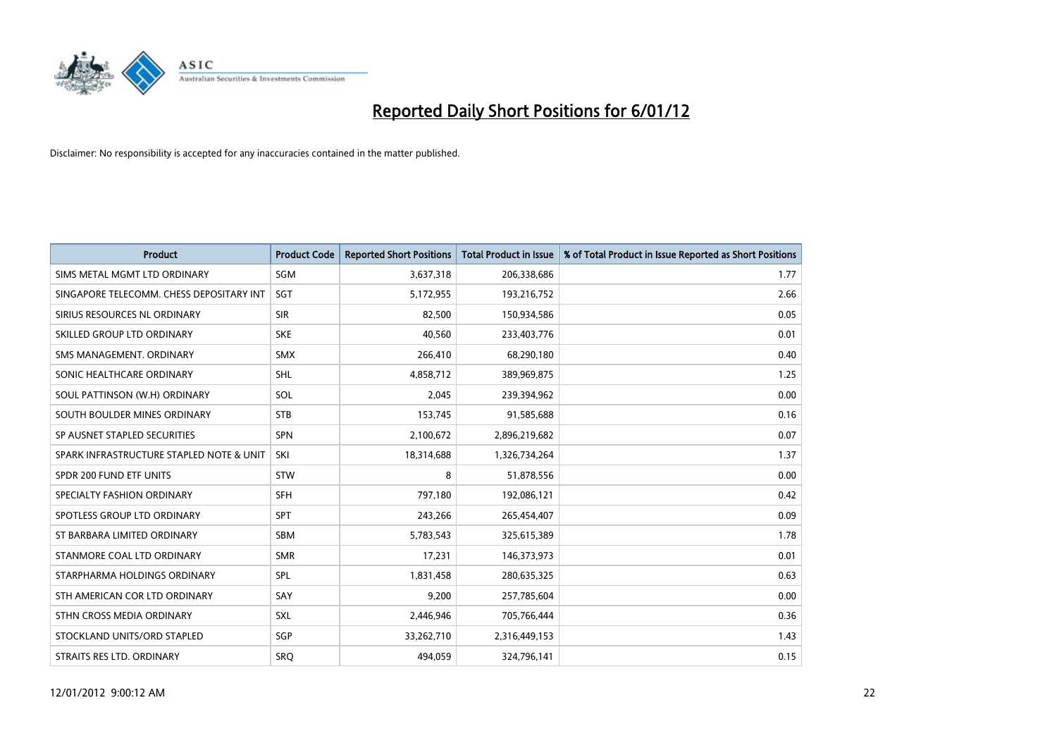# Reported Daily Short Positions for 6/01/12

Disclaimer: No responsibility is accepted for any inaccuracies contained in the matter published.

| Product | Product Code | Reported Short Positions | Total Product in Issue | % of Total Product in Issue Reported as Short Positions |
|---|---|---|---|---|
| SIMS METAL MGMT LTD ORDINARY | SGM | 3,637,318 | 206,338,686 | 1.77 |
| SINGAPORE TELECOMM. CHESS DEPOSITARY INT | SGT | 5,172,955 | 193,216,752 | 2.66 |
| SIRIUS RESOURCES NL ORDINARY | SIR | 82,500 | 150,934,586 | 0.05 |
| SKILLED GROUP LTD ORDINARY | SKE | 40,560 | 233,403,776 | 0.01 |
| SMS MANAGEMENT. ORDINARY | SMX | 266,410 | 68,290,180 | 0.40 |
| SONIC HEALTHCARE ORDINARY | SHL | 4,858,712 | 389,969,875 | 1.25 |
| SOUL PATTINSON (W.H) ORDINARY | SOL | 2,045 | 239,394,962 | 0.00 |
| SOUTH BOULDER MINES ORDINARY | STB | 153,745 | 91,585,688 | 0.16 |
| SP AUSNET STAPLED SECURITIES | SPN | 2,100,672 | 2,896,219,682 | 0.07 |
| SPARK INFRASTRUCTURE STAPLED NOTE & UNIT | SKI | 18,314,688 | 1,326,734,264 | 1.37 |
| SPDR 200 FUND ETF UNITS | STW | 8 | 51,878,556 | 0.00 |
| SPECIALTY FASHION ORDINARY | SFH | 797,180 | 192,086,121 | 0.42 |
| SPOTLESS GROUP LTD ORDINARY | SPT | 243,266 | 265,454,407 | 0.09 |
| ST BARBARA LIMITED ORDINARY | SBM | 5,783,543 | 325,615,389 | 1.78 |
| STANMORE COAL LTD ORDINARY | SMR | 17,231 | 146,373,973 | 0.01 |
| STARPHARMA HOLDINGS ORDINARY | SPL | 1,831,458 | 280,635,325 | 0.63 |
| STH AMERICAN COR LTD ORDINARY | SAY | 9,200 | 257,785,604 | 0.00 |
| STHN CROSS MEDIA ORDINARY | SXL | 2,446,946 | 705,766,444 | 0.36 |
| STOCKLAND UNITS/ORD STAPLED | SGP | 33,262,710 | 2,316,449,153 | 1.43 |
| STRAITS RES LTD. ORDINARY | SRQ | 494,059 | 324,796,141 | 0.15 |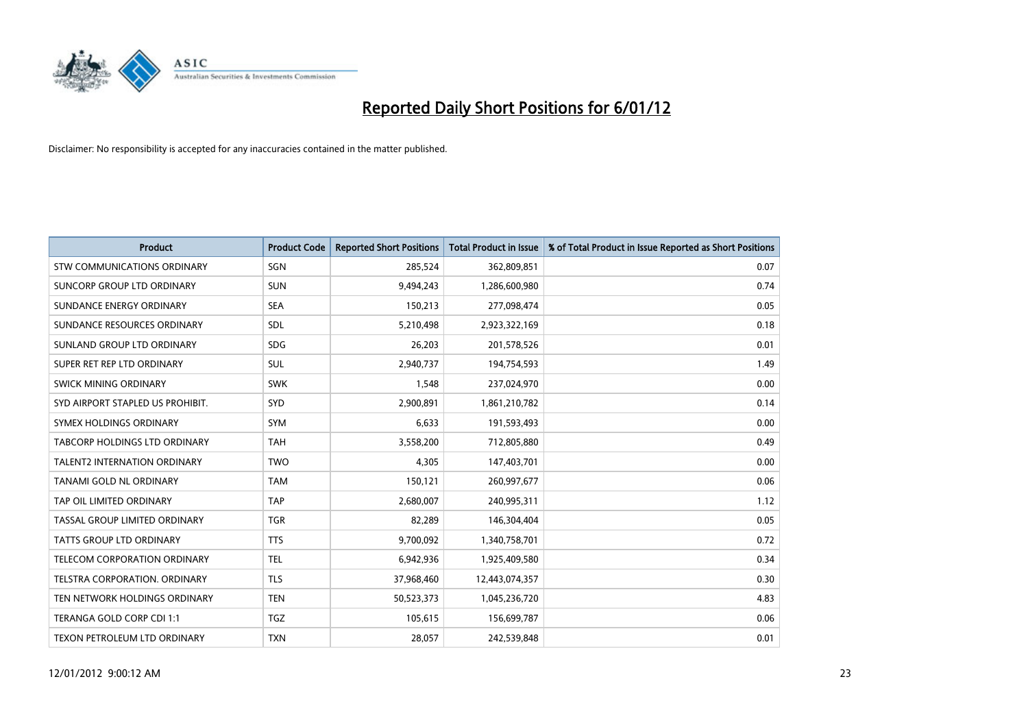# Reported Daily Short Positions for 6/01/12

Disclaimer: No responsibility is accepted for any inaccuracies contained in the matter published.

| Product | Product Code | Reported Short Positions | Total Product in Issue | % of Total Product in Issue Reported as Short Positions |
|---|---|---|---|---|
| STW COMMUNICATIONS ORDINARY | SGN | 285,524 | 362,809,851 | 0.07 |
| SUNCORP GROUP LTD ORDINARY | SUN | 9,494,243 | 1,286,600,980 | 0.74 |
| SUNDANCE ENERGY ORDINARY | SEA | 150,213 | 277,098,474 | 0.05 |
| SUNDANCE RESOURCES ORDINARY | SDL | 5,210,498 | 2,923,322,169 | 0.18 |
| SUNLAND GROUP LTD ORDINARY | SDG | 26,203 | 201,578,526 | 0.01 |
| SUPER RET REP LTD ORDINARY | SUL | 2,940,737 | 194,754,593 | 1.49 |
| SWICK MINING ORDINARY | SWK | 1,548 | 237,024,970 | 0.00 |
| SYD AIRPORT STAPLED US PROHIBIT. | SYD | 2,900,891 | 1,861,210,782 | 0.14 |
| SYMEX HOLDINGS ORDINARY | SYM | 6,633 | 191,593,493 | 0.00 |
| TABCORP HOLDINGS LTD ORDINARY | TAH | 3,558,200 | 712,805,880 | 0.49 |
| TALENT2 INTERNATION ORDINARY | TWO | 4,305 | 147,403,701 | 0.00 |
| TANAMI GOLD NL ORDINARY | TAM | 150,121 | 260,997,677 | 0.06 |
| TAP OIL LIMITED ORDINARY | TAP | 2,680,007 | 240,995,311 | 1.12 |
| TASSAL GROUP LIMITED ORDINARY | TGR | 82,289 | 146,304,404 | 0.05 |
| TATTS GROUP LTD ORDINARY | TTS | 9,700,092 | 1,340,758,701 | 0.72 |
| TELECOM CORPORATION ORDINARY | TEL | 6,942,936 | 1,925,409,580 | 0.34 |
| TELSTRA CORPORATION. ORDINARY | TLS | 37,968,460 | 12,443,074,357 | 0.30 |
| TEN NETWORK HOLDINGS ORDINARY | TEN | 50,523,373 | 1,045,236,720 | 4.83 |
| TERANGA GOLD CORP CDI 1:1 | TGZ | 105,615 | 156,699,787 | 0.06 |
| TEXON PETROLEUM LTD ORDINARY | TXN | 28,057 | 242,539,848 | 0.01 |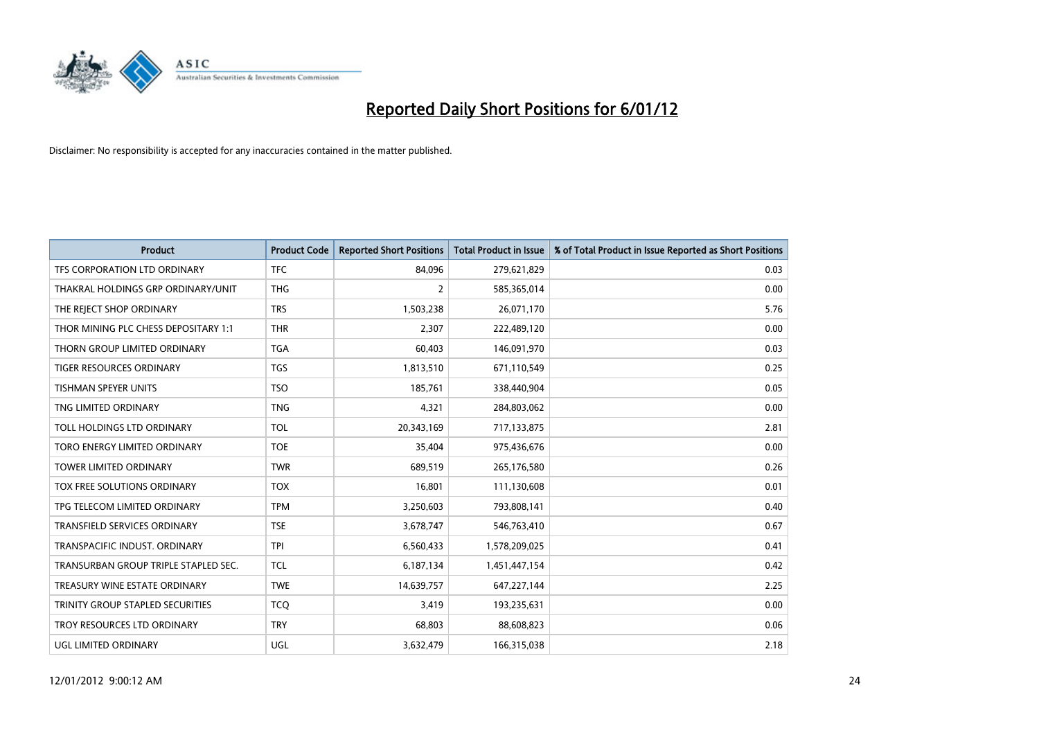# Reported Daily Short Positions for 6/01/12

Disclaimer: No responsibility is accepted for any inaccuracies contained in the matter published.

| Product | Product Code | Reported Short Positions | Total Product in Issue | % of Total Product in Issue Reported as Short Positions |
|---|---|---|---|---|
| TFS CORPORATION LTD ORDINARY | TFC | 84,096 | 279,621,829 | 0.03 |
| THAKRAL HOLDINGS GRP ORDINARY/UNIT | THG | 2 | 585,365,014 | 0.00 |
| THE REJECT SHOP ORDINARY | TRS | 1,503,238 | 26,071,170 | 5.76 |
| THOR MINING PLC CHESS DEPOSITARY 1:1 | THR | 2,307 | 222,489,120 | 0.00 |
| THORN GROUP LIMITED ORDINARY | TGA | 60,403 | 146,091,970 | 0.03 |
| TIGER RESOURCES ORDINARY | TGS | 1,813,510 | 671,110,549 | 0.25 |
| TISHMAN SPEYER UNITS | TSO | 185,761 | 338,440,904 | 0.05 |
| TNG LIMITED ORDINARY | TNG | 4,321 | 284,803,062 | 0.00 |
| TOLL HOLDINGS LTD ORDINARY | TOL | 20,343,169 | 717,133,875 | 2.81 |
| TORO ENERGY LIMITED ORDINARY | TOE | 35,404 | 975,436,676 | 0.00 |
| TOWER LIMITED ORDINARY | TWR | 689,519 | 265,176,580 | 0.26 |
| TOX FREE SOLUTIONS ORDINARY | TOX | 16,801 | 111,130,608 | 0.01 |
| TPG TELECOM LIMITED ORDINARY | TPM | 3,250,603 | 793,808,141 | 0.40 |
| TRANSFIELD SERVICES ORDINARY | TSE | 3,678,747 | 546,763,410 | 0.67 |
| TRANSPACIFIC INDUST. ORDINARY | TPI | 6,560,433 | 1,578,209,025 | 0.41 |
| TRANSURBAN GROUP TRIPLE STAPLED SEC. | TCL | 6,187,134 | 1,451,447,154 | 0.42 |
| TREASURY WINE ESTATE ORDINARY | TWE | 14,639,757 | 647,227,144 | 2.25 |
| TRINITY GROUP STAPLED SECURITIES | TCQ | 3,419 | 193,235,631 | 0.00 |
| TROY RESOURCES LTD ORDINARY | TRY | 68,803 | 88,608,823 | 0.06 |
| UGL LIMITED ORDINARY | UGL | 3,632,479 | 166,315,038 | 2.18 |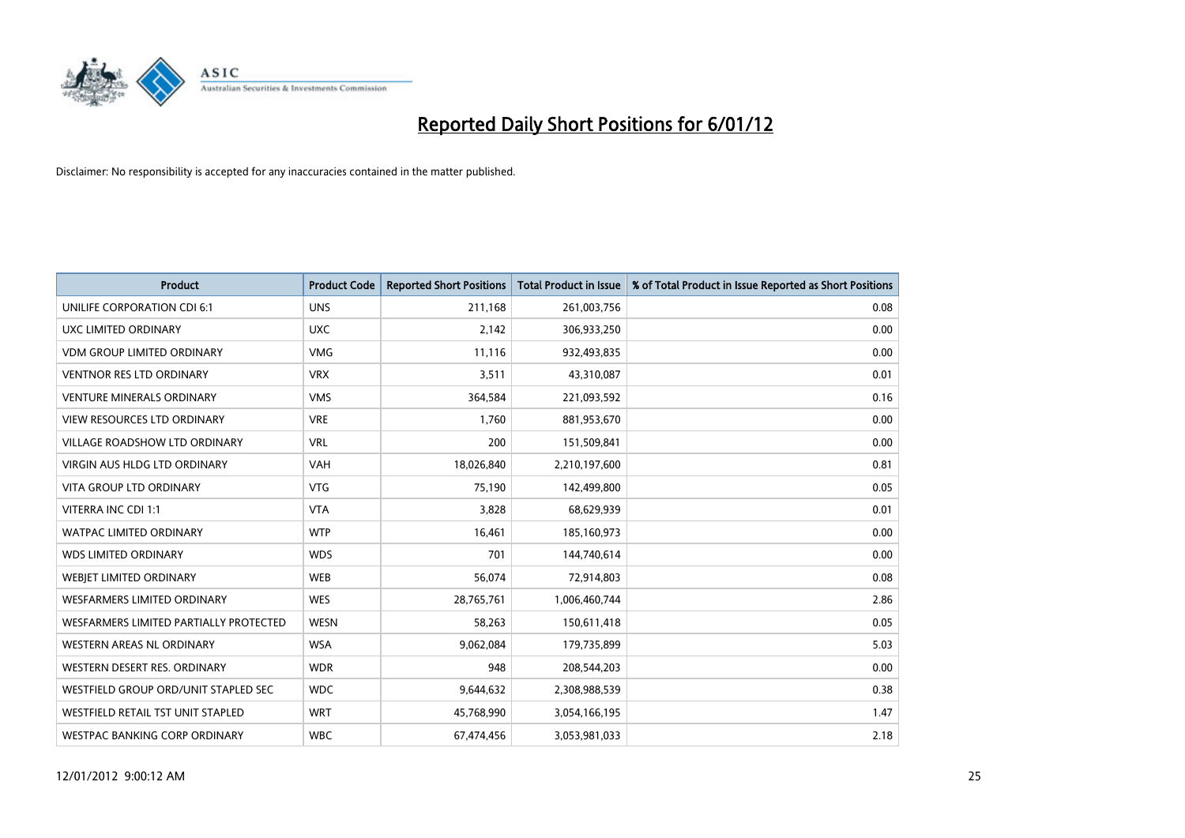# Reported Daily Short Positions for 6/01/12

Disclaimer: No responsibility is accepted for any inaccuracies contained in the matter published.

| Product | Product Code | Reported Short Positions | Total Product in Issue | % of Total Product in Issue Reported as Short Positions |
|---|---|---|---|---|
| UNILIFE CORPORATION CDI 6:1 | UNS | 211,168 | 261,003,756 | 0.08 |
| UXC LIMITED ORDINARY | UXC | 2,142 | 306,933,250 | 0.00 |
| VDM GROUP LIMITED ORDINARY | VMG | 11,116 | 932,493,835 | 0.00 |
| VENTNOR RES LTD ORDINARY | VRX | 3,511 | 43,310,087 | 0.01 |
| VENTURE MINERALS ORDINARY | VMS | 364,584 | 221,093,592 | 0.16 |
| VIEW RESOURCES LTD ORDINARY | VRE | 1,760 | 881,953,670 | 0.00 |
| VILLAGE ROADSHOW LTD ORDINARY | VRL | 200 | 151,509,841 | 0.00 |
| VIRGIN AUS HLDG LTD ORDINARY | VAH | 18,026,840 | 2,210,197,600 | 0.81 |
| VITA GROUP LTD ORDINARY | VTG | 75,190 | 142,499,800 | 0.05 |
| VITERRA INC CDI 1:1 | VTA | 3,828 | 68,629,939 | 0.01 |
| WATPAC LIMITED ORDINARY | WTP | 16,461 | 185,160,973 | 0.00 |
| WDS LIMITED ORDINARY | WDS | 701 | 144,740,614 | 0.00 |
| WEBJET LIMITED ORDINARY | WEB | 56,074 | 72,914,803 | 0.08 |
| WESFARMERS LIMITED ORDINARY | WES | 28,765,761 | 1,006,460,744 | 2.86 |
| WESFARMERS LIMITED PARTIALLY PROTECTED | WESN | 58,263 | 150,611,418 | 0.05 |
| WESTERN AREAS NL ORDINARY | WSA | 9,062,084 | 179,735,899 | 5.03 |
| WESTERN DESERT RES. ORDINARY | WDR | 948 | 208,544,203 | 0.00 |
| WESTFIELD GROUP ORD/UNIT STAPLED SEC | WDC | 9,644,632 | 2,308,988,539 | 0.38 |
| WESTFIELD RETAIL TST UNIT STAPLED | WRT | 45,768,990 | 3,054,166,195 | 1.47 |
| WESTPAC BANKING CORP ORDINARY | WBC | 67,474,456 | 3,053,981,033 | 2.18 |

12/01/2012 9:00:12 AM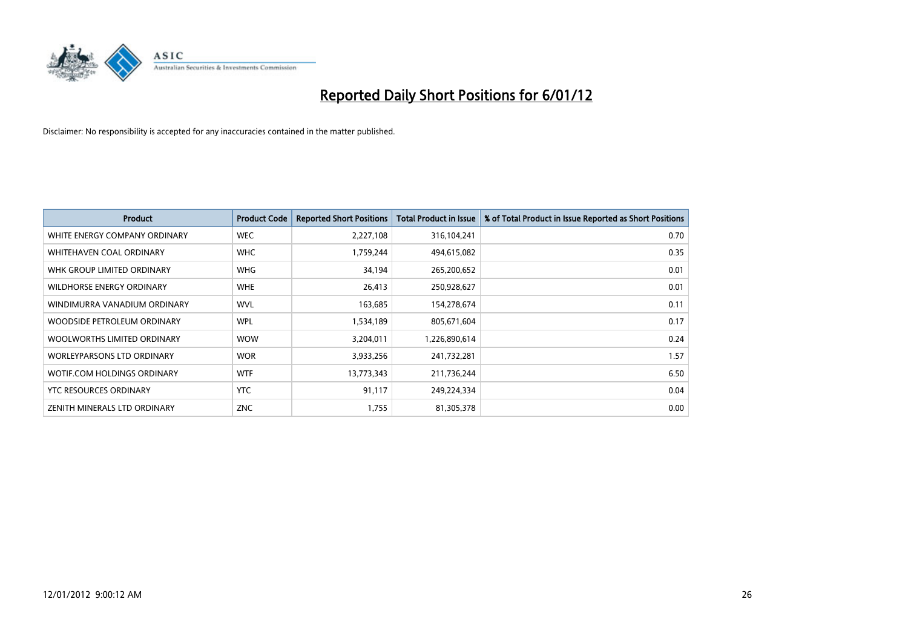# Reported Daily Short Positions for 6/01/12

Disclaimer: No responsibility is accepted for any inaccuracies contained in the matter published.

| Product | Product Code | Reported Short Positions | Total Product in Issue | % of Total Product in Issue Reported as Short Positions |
|---|---|---|---|---|
| WHITE ENERGY COMPANY ORDINARY | WEC | 2,227,108 | 316,104,241 | 0.70 |
| WHITEHAVEN COAL ORDINARY | WHC | 1,759,244 | 494,615,082 | 0.35 |
| WHK GROUP LIMITED ORDINARY | WHG | 34,194 | 265,200,652 | 0.01 |
| WILDHORSE ENERGY ORDINARY | WHE | 26,413 | 250,928,627 | 0.01 |
| WINDIMURRA VANADIUM ORDINARY | WVL | 163,685 | 154,278,674 | 0.11 |
| WOODSIDE PETROLEUM ORDINARY | WPL | 1,534,189 | 805,671,604 | 0.17 |
| WOOLWORTHS LIMITED ORDINARY | WOW | 3,204,011 | 1,226,890,614 | 0.24 |
| WORLEYPARSONS LTD ORDINARY | WOR | 3,933,256 | 241,732,281 | 1.57 |
| WOTIF.COM HOLDINGS ORDINARY | WTF | 13,773,343 | 211,736,244 | 6.50 |
| YTC RESOURCES ORDINARY | YTC | 91,117 | 249,224,334 | 0.04 |
| ZENITH MINERALS LTD ORDINARY | ZNC | 1,755 | 81,305,378 | 0.00 |